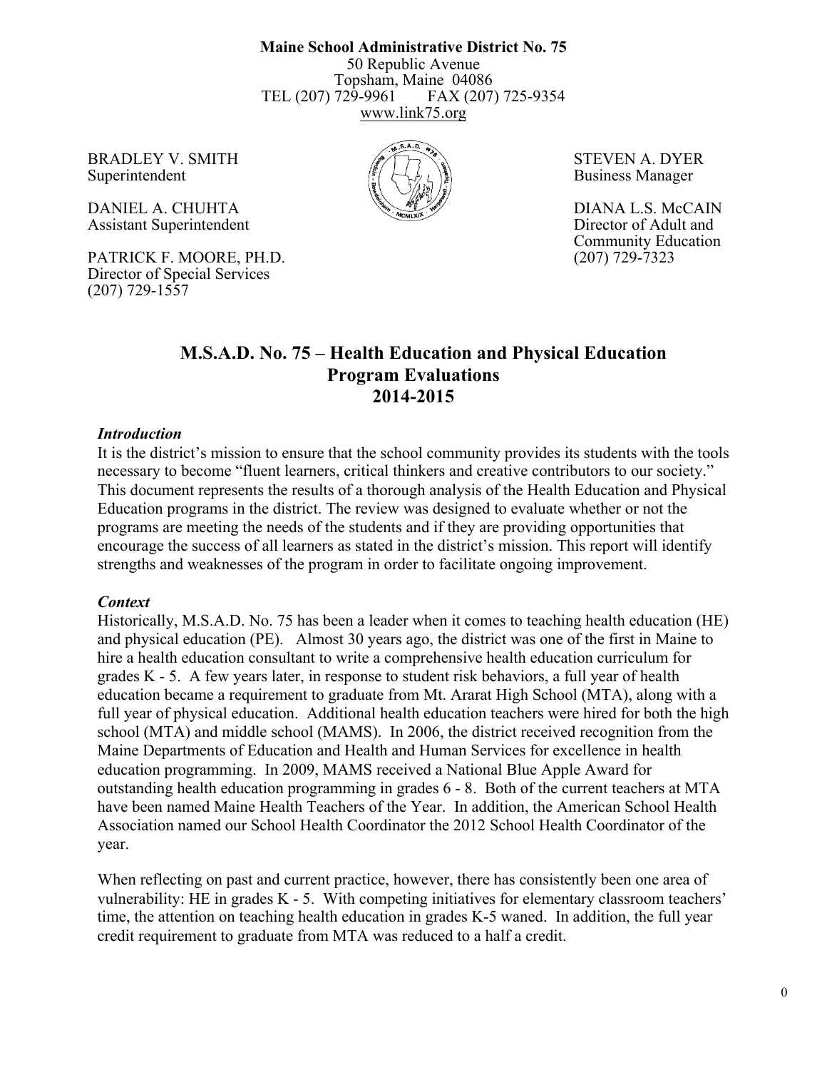**Maine School Administrative District No. 75**
50 Republic Avenue
Topsham, Maine 04086
TEL (207) 729-9961 FAX (207) 725-9354
www.link75.org

BRADLEY V. SMITH
Superintendent

DANIEL A. CHUHTA
Assistant Superintendent

PATRICK F. MOORE, PH.D.
Director of Special Services
(207) 729-1557

STEVEN A. DYER
Business Manager

DIANA L.S. McCAIN
Director of Adult and Community Education
(207) 729-7323

# M.S.A.D. No. 75 – Health Education and Physical Education Program Evaluations 2014-2015

### *Introduction*

It is the district's mission to ensure that the school community provides its students with the tools necessary to become "fluent learners, critical thinkers and creative contributors to our society." This document represents the results of a thorough analysis of the Health Education and Physical Education programs in the district. The review was designed to evaluate whether or not the programs are meeting the needs of the students and if they are providing opportunities that encourage the success of all learners as stated in the district's mission. This report will identify strengths and weaknesses of the program in order to facilitate ongoing improvement.

### *Context*

Historically, M.S.A.D. No. 75 has been a leader when it comes to teaching health education (HE) and physical education (PE). Almost 30 years ago, the district was one of the first in Maine to hire a health education consultant to write a comprehensive health education curriculum for grades K - 5. A few years later, in response to student risk behaviors, a full year of health education became a requirement to graduate from Mt. Ararat High School (MTA), along with a full year of physical education. Additional health education teachers were hired for both the high school (MTA) and middle school (MAMS). In 2006, the district received recognition from the Maine Departments of Education and Health and Human Services for excellence in health education programming. In 2009, MAMS received a National Blue Apple Award for outstanding health education programming in grades 6 - 8. Both of the current teachers at MTA have been named Maine Health Teachers of the Year. In addition, the American School Health Association named our School Health Coordinator the 2012 School Health Coordinator of the year.

When reflecting on past and current practice, however, there has consistently been one area of vulnerability: HE in grades K - 5. With competing initiatives for elementary classroom teachers' time, the attention on teaching health education in grades K-5 waned. In addition, the full year credit requirement to graduate from MTA was reduced to a half a credit.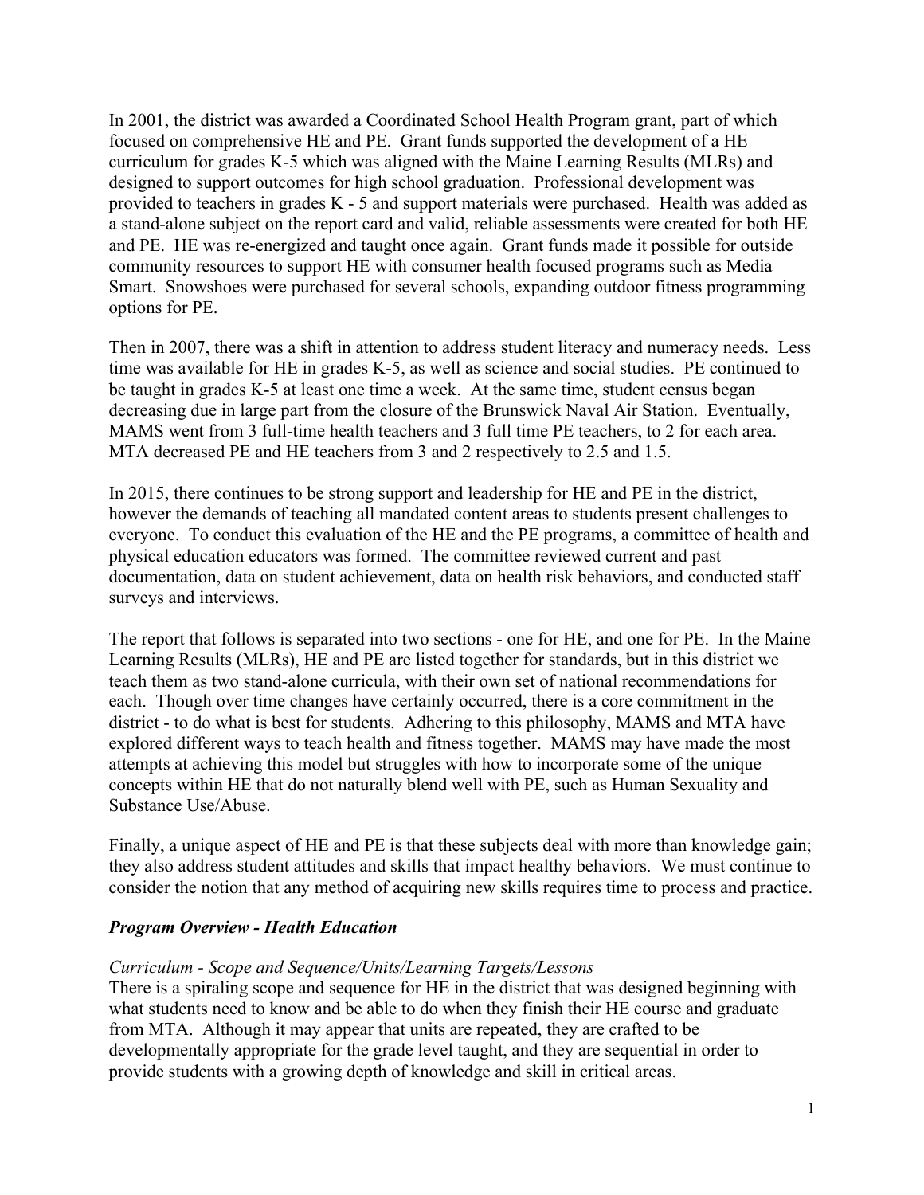In 2001, the district was awarded a Coordinated School Health Program grant, part of which focused on comprehensive HE and PE. Grant funds supported the development of a HE curriculum for grades K-5 which was aligned with the Maine Learning Results (MLRs) and designed to support outcomes for high school graduation. Professional development was provided to teachers in grades K - 5 and support materials were purchased. Health was added as a stand-alone subject on the report card and valid, reliable assessments were created for both HE and PE. HE was re-energized and taught once again. Grant funds made it possible for outside community resources to support HE with consumer health focused programs such as Media Smart. Snowshoes were purchased for several schools, expanding outdoor fitness programming options for PE.

Then in 2007, there was a shift in attention to address student literacy and numeracy needs. Less time was available for HE in grades K-5, as well as science and social studies. PE continued to be taught in grades K-5 at least one time a week. At the same time, student census began decreasing due in large part from the closure of the Brunswick Naval Air Station. Eventually, MAMS went from 3 full-time health teachers and 3 full time PE teachers, to 2 for each area. MTA decreased PE and HE teachers from 3 and 2 respectively to 2.5 and 1.5.

In 2015, there continues to be strong support and leadership for HE and PE in the district, however the demands of teaching all mandated content areas to students present challenges to everyone. To conduct this evaluation of the HE and the PE programs, a committee of health and physical education educators was formed. The committee reviewed current and past documentation, data on student achievement, data on health risk behaviors, and conducted staff surveys and interviews.

The report that follows is separated into two sections - one for HE, and one for PE. In the Maine Learning Results (MLRs), HE and PE are listed together for standards, but in this district we teach them as two stand-alone curricula, with their own set of national recommendations for each. Though over time changes have certainly occurred, there is a core commitment in the district - to do what is best for students. Adhering to this philosophy, MAMS and MTA have explored different ways to teach health and fitness together. MAMS may have made the most attempts at achieving this model but struggles with how to incorporate some of the unique concepts within HE that do not naturally blend well with PE, such as Human Sexuality and Substance Use/Abuse.

Finally, a unique aspect of HE and PE is that these subjects deal with more than knowledge gain; they also address student attitudes and skills that impact healthy behaviors. We must continue to consider the notion that any method of acquiring new skills requires time to process and practice.

### ***Program Overview - Health Education***

#### *Curriculum - Scope and Sequence/Units/Learning Targets/Lessons*

There is a spiraling scope and sequence for HE in the district that was designed beginning with what students need to know and be able to do when they finish their HE course and graduate from MTA. Although it may appear that units are repeated, they are crafted to be developmentally appropriate for the grade level taught, and they are sequential in order to provide students with a growing depth of knowledge and skill in critical areas.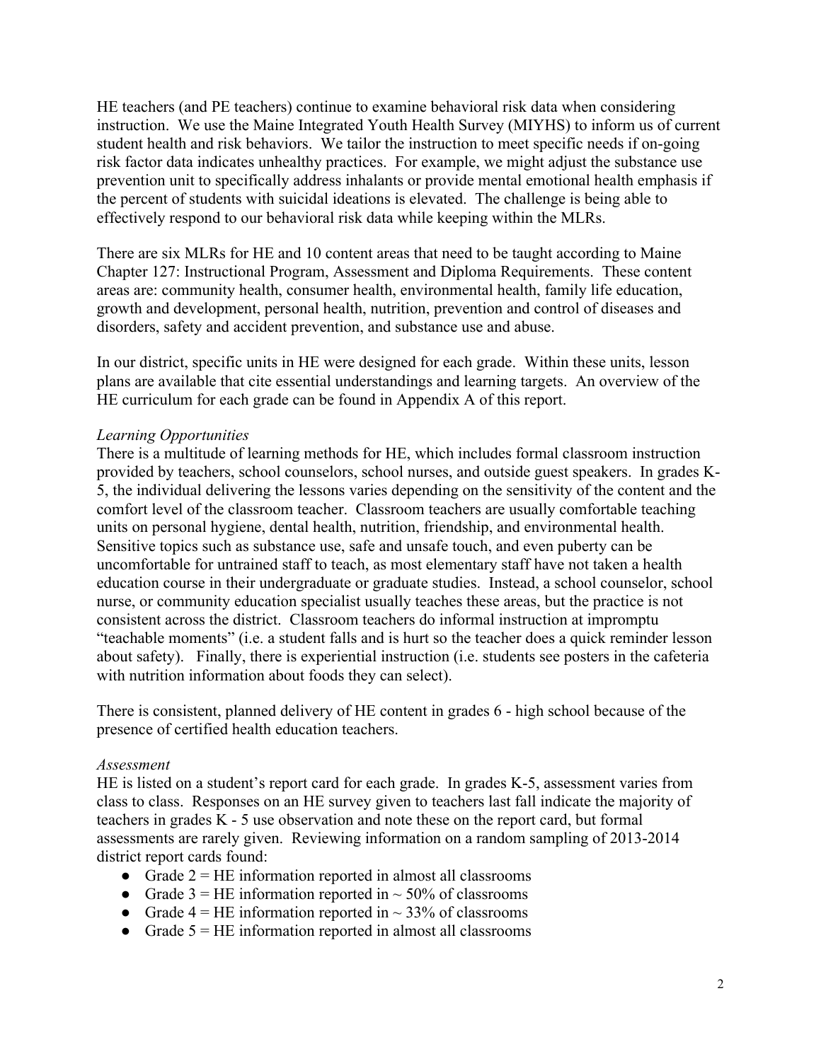HE teachers (and PE teachers) continue to examine behavioral risk data when considering instruction. We use the Maine Integrated Youth Health Survey (MIYHS) to inform us of current student health and risk behaviors. We tailor the instruction to meet specific needs if on-going risk factor data indicates unhealthy practices. For example, we might adjust the substance use prevention unit to specifically address inhalants or provide mental emotional health emphasis if the percent of students with suicidal ideations is elevated. The challenge is being able to effectively respond to our behavioral risk data while keeping within the MLRs.

There are six MLRs for HE and 10 content areas that need to be taught according to Maine Chapter 127: Instructional Program, Assessment and Diploma Requirements. These content areas are: community health, consumer health, environmental health, family life education, growth and development, personal health, nutrition, prevention and control of diseases and disorders, safety and accident prevention, and substance use and abuse.

In our district, specific units in HE were designed for each grade. Within these units, lesson plans are available that cite essential understandings and learning targets. An overview of the HE curriculum for each grade can be found in Appendix A of this report.

*Learning Opportunities*

There is a multitude of learning methods for HE, which includes formal classroom instruction provided by teachers, school counselors, school nurses, and outside guest speakers. In grades K-5, the individual delivering the lessons varies depending on the sensitivity of the content and the comfort level of the classroom teacher. Classroom teachers are usually comfortable teaching units on personal hygiene, dental health, nutrition, friendship, and environmental health. Sensitive topics such as substance use, safe and unsafe touch, and even puberty can be uncomfortable for untrained staff to teach, as most elementary staff have not taken a health education course in their undergraduate or graduate studies. Instead, a school counselor, school nurse, or community education specialist usually teaches these areas, but the practice is not consistent across the district. Classroom teachers do informal instruction at impromptu "teachable moments" (i.e. a student falls and is hurt so the teacher does a quick reminder lesson about safety). Finally, there is experiential instruction (i.e. students see posters in the cafeteria with nutrition information about foods they can select).

There is consistent, planned delivery of HE content in grades 6 - high school because of the presence of certified health education teachers.

*Assessment*

HE is listed on a student's report card for each grade. In grades K-5, assessment varies from class to class. Responses on an HE survey given to teachers last fall indicate the majority of teachers in grades K - 5 use observation and note these on the report card, but formal assessments are rarely given. Reviewing information on a random sampling of 2013-2014 district report cards found:

- Grade 2 = HE information reported in almost all classrooms
- Grade 3 = HE information reported in ~ 50% of classrooms
- Grade 4 = HE information reported in ~ 33% of classrooms
- Grade 5 = HE information reported in almost all classrooms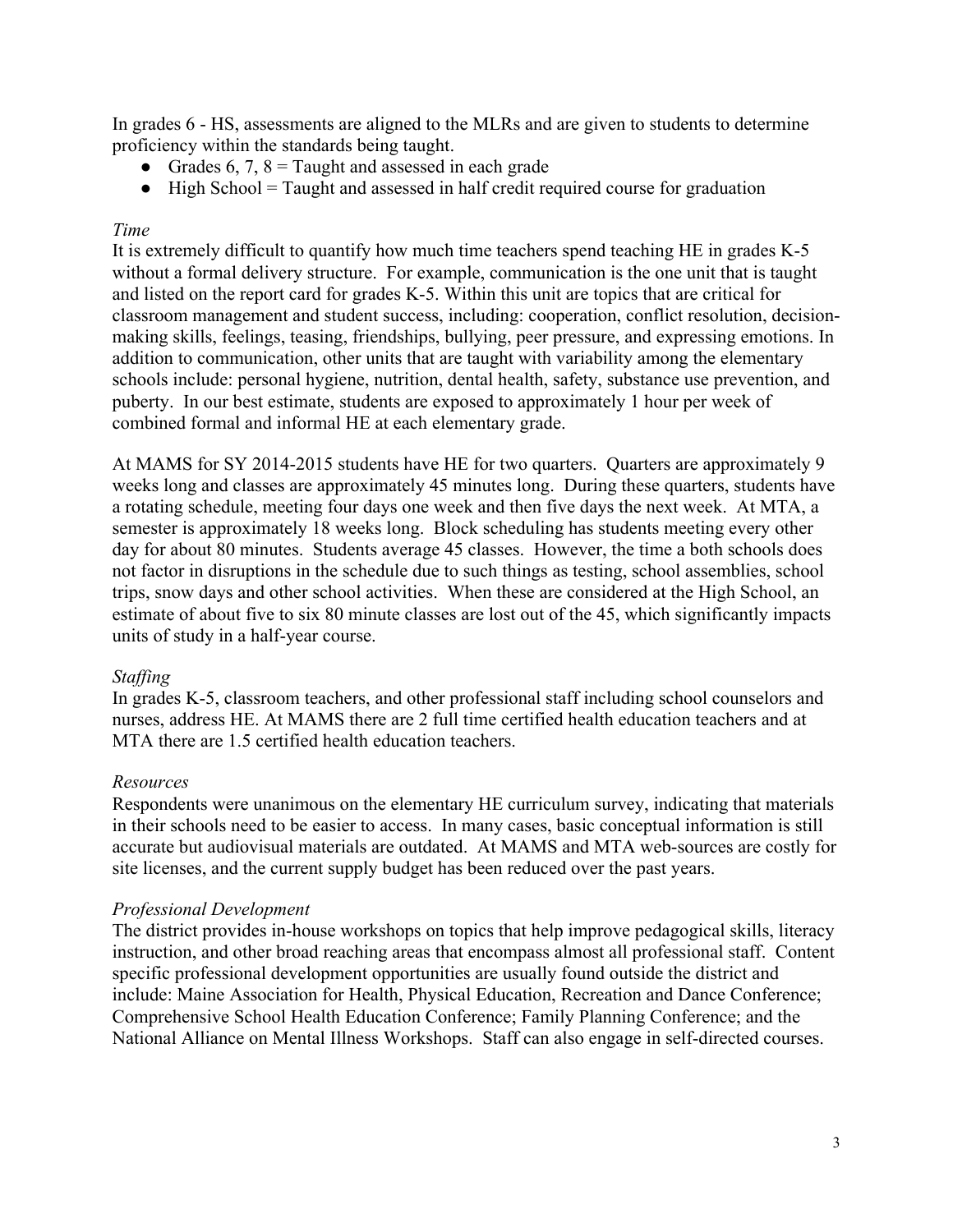In grades 6 - HS, assessments are aligned to the MLRs and are given to students to determine proficiency within the standards being taught.

- Grades 6, 7, 8 = Taught and assessed in each grade
- High School = Taught and assessed in half credit required course for graduation

*Time*

It is extremely difficult to quantify how much time teachers spend teaching HE in grades K-5 without a formal delivery structure. For example, communication is the one unit that is taught and listed on the report card for grades K-5. Within this unit are topics that are critical for classroom management and student success, including: cooperation, conflict resolution, decision-making skills, feelings, teasing, friendships, bullying, peer pressure, and expressing emotions. In addition to communication, other units that are taught with variability among the elementary schools include: personal hygiene, nutrition, dental health, safety, substance use prevention, and puberty. In our best estimate, students are exposed to approximately 1 hour per week of combined formal and informal HE at each elementary grade.

At MAMS for SY 2014-2015 students have HE for two quarters. Quarters are approximately 9 weeks long and classes are approximately 45 minutes long. During these quarters, students have a rotating schedule, meeting four days one week and then five days the next week. At MTA, a semester is approximately 18 weeks long. Block scheduling has students meeting every other day for about 80 minutes. Students average 45 classes. However, the time a both schools does not factor in disruptions in the schedule due to such things as testing, school assemblies, school trips, snow days and other school activities. When these are considered at the High School, an estimate of about five to six 80 minute classes are lost out of the 45, which significantly impacts units of study in a half-year course.

*Staffing*

In grades K-5, classroom teachers, and other professional staff including school counselors and nurses, address HE. At MAMS there are 2 full time certified health education teachers and at MTA there are 1.5 certified health education teachers.

*Resources*

Respondents were unanimous on the elementary HE curriculum survey, indicating that materials in their schools need to be easier to access. In many cases, basic conceptual information is still accurate but audiovisual materials are outdated. At MAMS and MTA web-sources are costly for site licenses, and the current supply budget has been reduced over the past years.

*Professional Development*

The district provides in-house workshops on topics that help improve pedagogical skills, literacy instruction, and other broad reaching areas that encompass almost all professional staff. Content specific professional development opportunities are usually found outside the district and include: Maine Association for Health, Physical Education, Recreation and Dance Conference; Comprehensive School Health Education Conference; Family Planning Conference; and the National Alliance on Mental Illness Workshops. Staff can also engage in self-directed courses.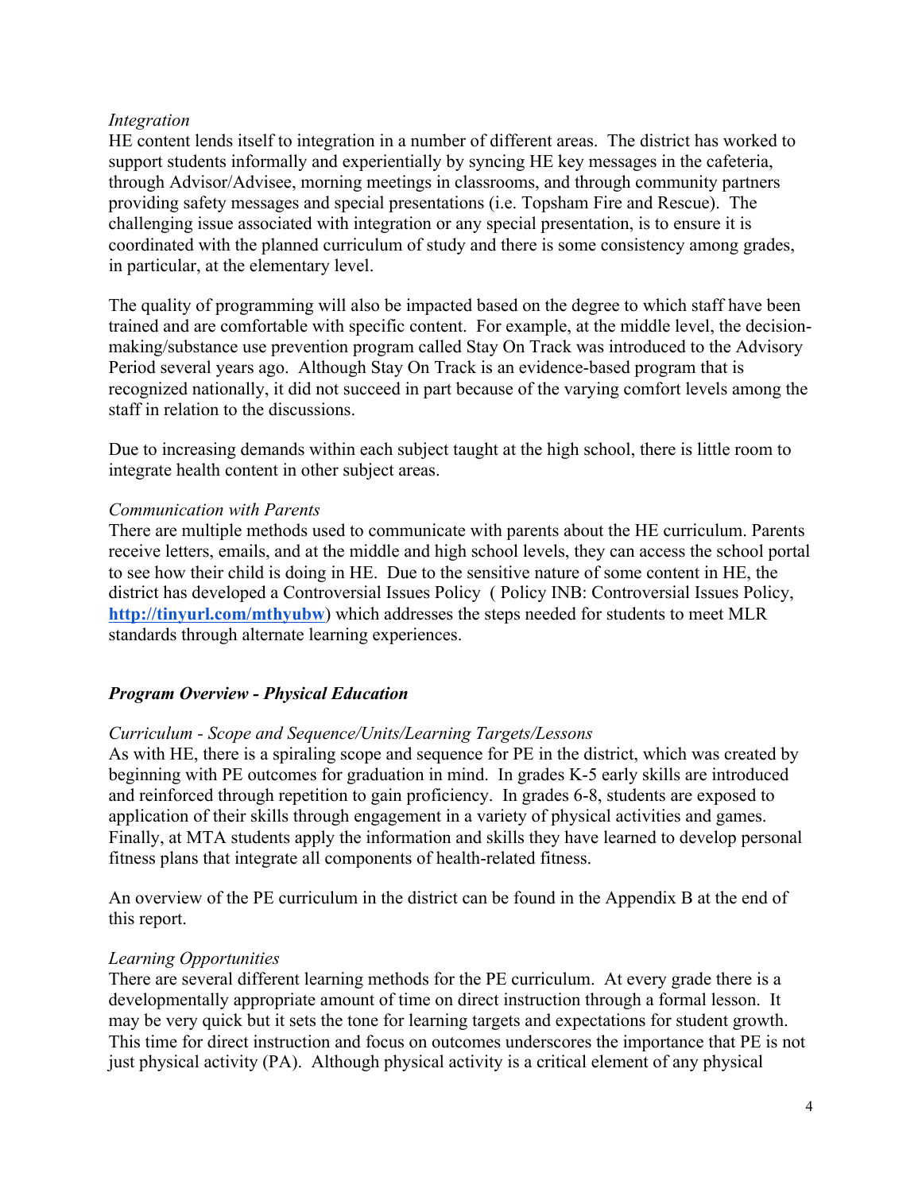*Integration*

HE content lends itself to integration in a number of different areas. The district has worked to support students informally and experientially by syncing HE key messages in the cafeteria, through Advisor/Advisee, morning meetings in classrooms, and through community partners providing safety messages and special presentations (i.e. Topsham Fire and Rescue). The challenging issue associated with integration or any special presentation, is to ensure it is coordinated with the planned curriculum of study and there is some consistency among grades, in particular, at the elementary level.

The quality of programming will also be impacted based on the degree to which staff have been trained and are comfortable with specific content. For example, at the middle level, the decision-making/substance use prevention program called Stay On Track was introduced to the Advisory Period several years ago. Although Stay On Track is an evidence-based program that is recognized nationally, it did not succeed in part because of the varying comfort levels among the staff in relation to the discussions.

Due to increasing demands within each subject taught at the high school, there is little room to integrate health content in other subject areas.

*Communication with Parents*

There are multiple methods used to communicate with parents about the HE curriculum. Parents receive letters, emails, and at the middle and high school levels, they can access the school portal to see how their child is doing in HE. Due to the sensitive nature of some content in HE, the district has developed a Controversial Issues Policy ( Policy INB: Controversial Issues Policy, **http://tinyurl.com/mthyubw**) which addresses the steps needed for students to meet MLR standards through alternate learning experiences.

***Program Overview - Physical Education***

*Curriculum - Scope and Sequence/Units/Learning Targets/Lessons*

As with HE, there is a spiraling scope and sequence for PE in the district, which was created by beginning with PE outcomes for graduation in mind. In grades K-5 early skills are introduced and reinforced through repetition to gain proficiency. In grades 6-8, students are exposed to application of their skills through engagement in a variety of physical activities and games. Finally, at MTA students apply the information and skills they have learned to develop personal fitness plans that integrate all components of health-related fitness.

An overview of the PE curriculum in the district can be found in the Appendix B at the end of this report.

*Learning Opportunities*

There are several different learning methods for the PE curriculum. At every grade there is a developmentally appropriate amount of time on direct instruction through a formal lesson. It may be very quick but it sets the tone for learning targets and expectations for student growth. This time for direct instruction and focus on outcomes underscores the importance that PE is not just physical activity (PA). Although physical activity is a critical element of any physical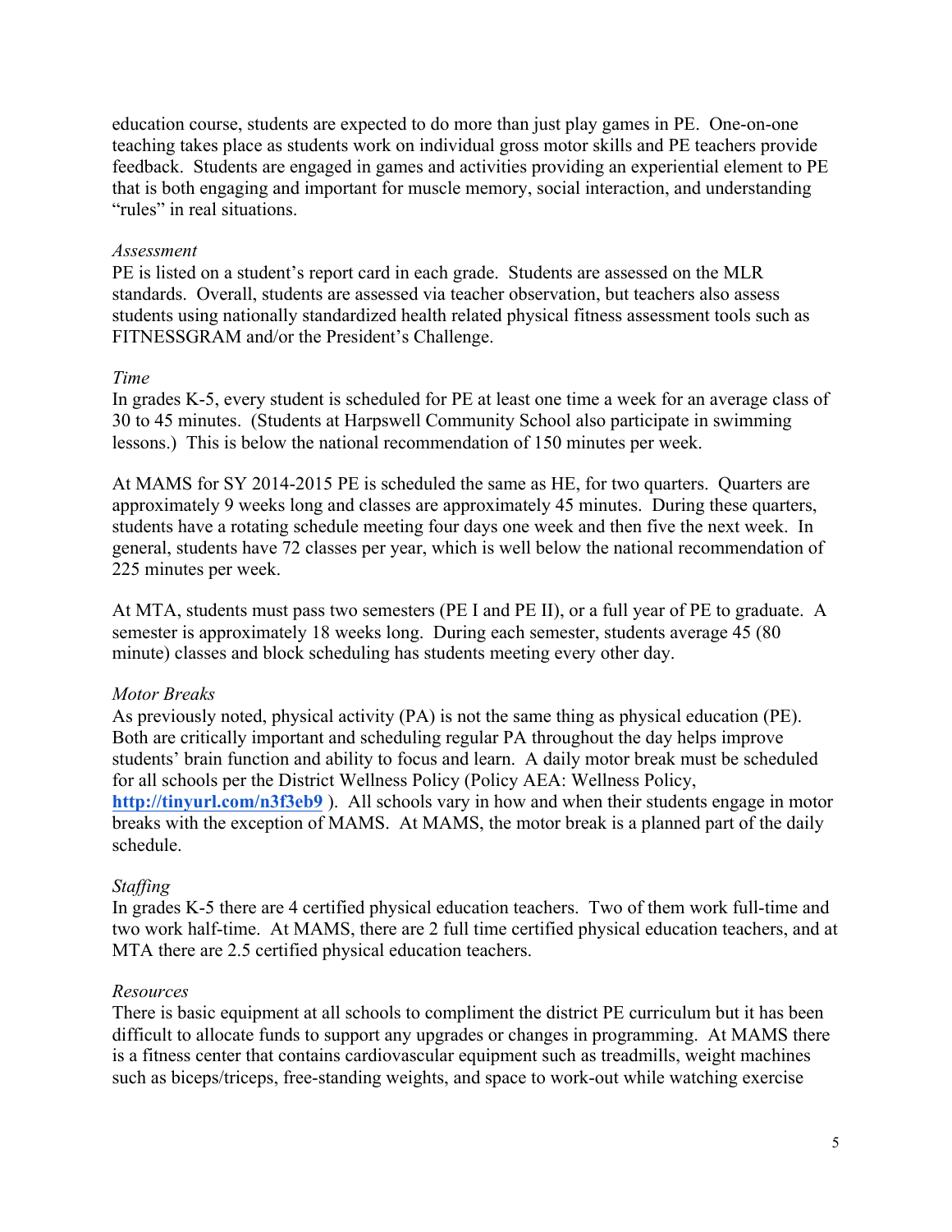education course, students are expected to do more than just play games in PE. One-on-one teaching takes place as students work on individual gross motor skills and PE teachers provide feedback. Students are engaged in games and activities providing an experiential element to PE that is both engaging and important for muscle memory, social interaction, and understanding "rules" in real situations.

*Assessment*

PE is listed on a student's report card in each grade. Students are assessed on the MLR standards. Overall, students are assessed via teacher observation, but teachers also assess students using nationally standardized health related physical fitness assessment tools such as FITNESSGRAM and/or the President's Challenge.

*Time*

In grades K-5, every student is scheduled for PE at least one time a week for an average class of 30 to 45 minutes. (Students at Harpswell Community School also participate in swimming lessons.) This is below the national recommendation of 150 minutes per week.

At MAMS for SY 2014-2015 PE is scheduled the same as HE, for two quarters. Quarters are approximately 9 weeks long and classes are approximately 45 minutes. During these quarters, students have a rotating schedule meeting four days one week and then five the next week. In general, students have 72 classes per year, which is well below the national recommendation of 225 minutes per week.

At MTA, students must pass two semesters (PE I and PE II), or a full year of PE to graduate. A semester is approximately 18 weeks long. During each semester, students average 45 (80 minute) classes and block scheduling has students meeting every other day.

*Motor Breaks*

As previously noted, physical activity (PA) is not the same thing as physical education (PE). Both are critically important and scheduling regular PA throughout the day helps improve students' brain function and ability to focus and learn. A daily motor break must be scheduled for all schools per the District Wellness Policy (Policy AEA: Wellness Policy, **http://tinyurl.com/n3f3eb9** ). All schools vary in how and when their students engage in motor breaks with the exception of MAMS. At MAMS, the motor break is a planned part of the daily schedule.

*Staffing*

In grades K-5 there are 4 certified physical education teachers. Two of them work full-time and two work half-time. At MAMS, there are 2 full time certified physical education teachers, and at MTA there are 2.5 certified physical education teachers.

*Resources*

There is basic equipment at all schools to compliment the district PE curriculum but it has been difficult to allocate funds to support any upgrades or changes in programming. At MAMS there is a fitness center that contains cardiovascular equipment such as treadmills, weight machines such as biceps/triceps, free-standing weights, and space to work-out while watching exercise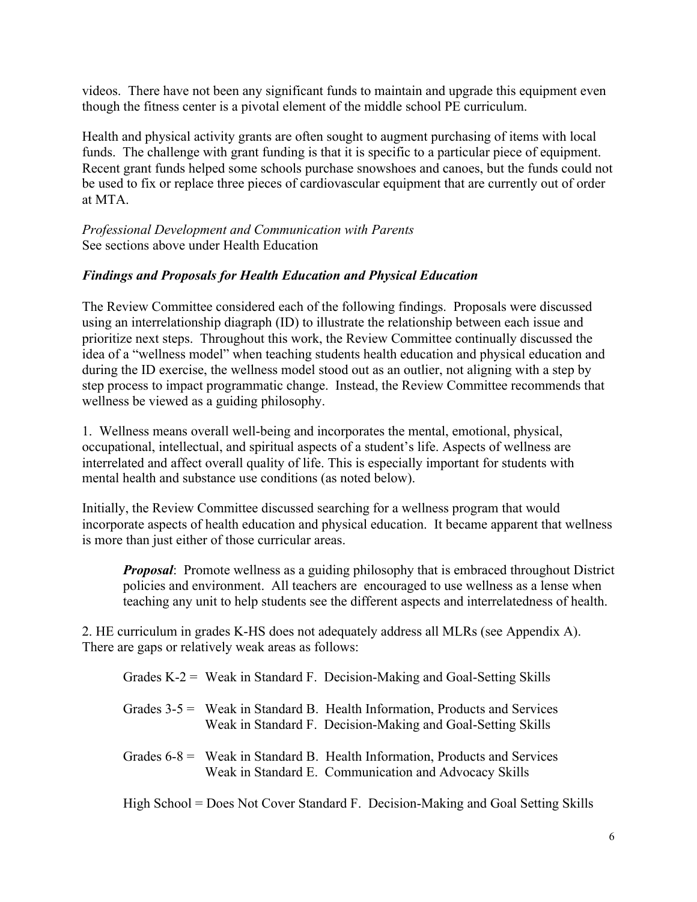videos. There have not been any significant funds to maintain and upgrade this equipment even though the fitness center is a pivotal element of the middle school PE curriculum.

Health and physical activity grants are often sought to augment purchasing of items with local funds. The challenge with grant funding is that it is specific to a particular piece of equipment. Recent grant funds helped some schools purchase snowshoes and canoes, but the funds could not be used to fix or replace three pieces of cardiovascular equipment that are currently out of order at MTA.

*Professional Development and Communication with Parents*
See sections above under Health Education

### *Findings and Proposals for Health Education and Physical Education*

The Review Committee considered each of the following findings. Proposals were discussed using an interrelationship diagraph (ID) to illustrate the relationship between each issue and prioritize next steps. Throughout this work, the Review Committee continually discussed the idea of a "wellness model" when teaching students health education and physical education and during the ID exercise, the wellness model stood out as an outlier, not aligning with a step by step process to impact programmatic change. Instead, the Review Committee recommends that wellness be viewed as a guiding philosophy.

1. Wellness means overall well-being and incorporates the mental, emotional, physical, occupational, intellectual, and spiritual aspects of a student's life. Aspects of wellness are interrelated and affect overall quality of life. This is especially important for students with mental health and substance use conditions (as noted below).

Initially, the Review Committee discussed searching for a wellness program that would incorporate aspects of health education and physical education. It became apparent that wellness is more than just either of those curricular areas.

> ***Proposal***: Promote wellness as a guiding philosophy that is embraced throughout District policies and environment. All teachers are encouraged to use wellness as a lense when teaching any unit to help students see the different aspects and interrelatedness of health.

2. HE curriculum in grades K-HS does not adequately address all MLRs (see Appendix A). There are gaps or relatively weak areas as follows:

> Grades K-2 = Weak in Standard F. Decision-Making and Goal-Setting Skills
>
> Grades 3-5 = Weak in Standard B. Health Information, Products and Services
> Weak in Standard F. Decision-Making and Goal-Setting Skills
>
> Grades 6-8 = Weak in Standard B. Health Information, Products and Services
> Weak in Standard E. Communication and Advocacy Skills
>
> High School = Does Not Cover Standard F. Decision-Making and Goal Setting Skills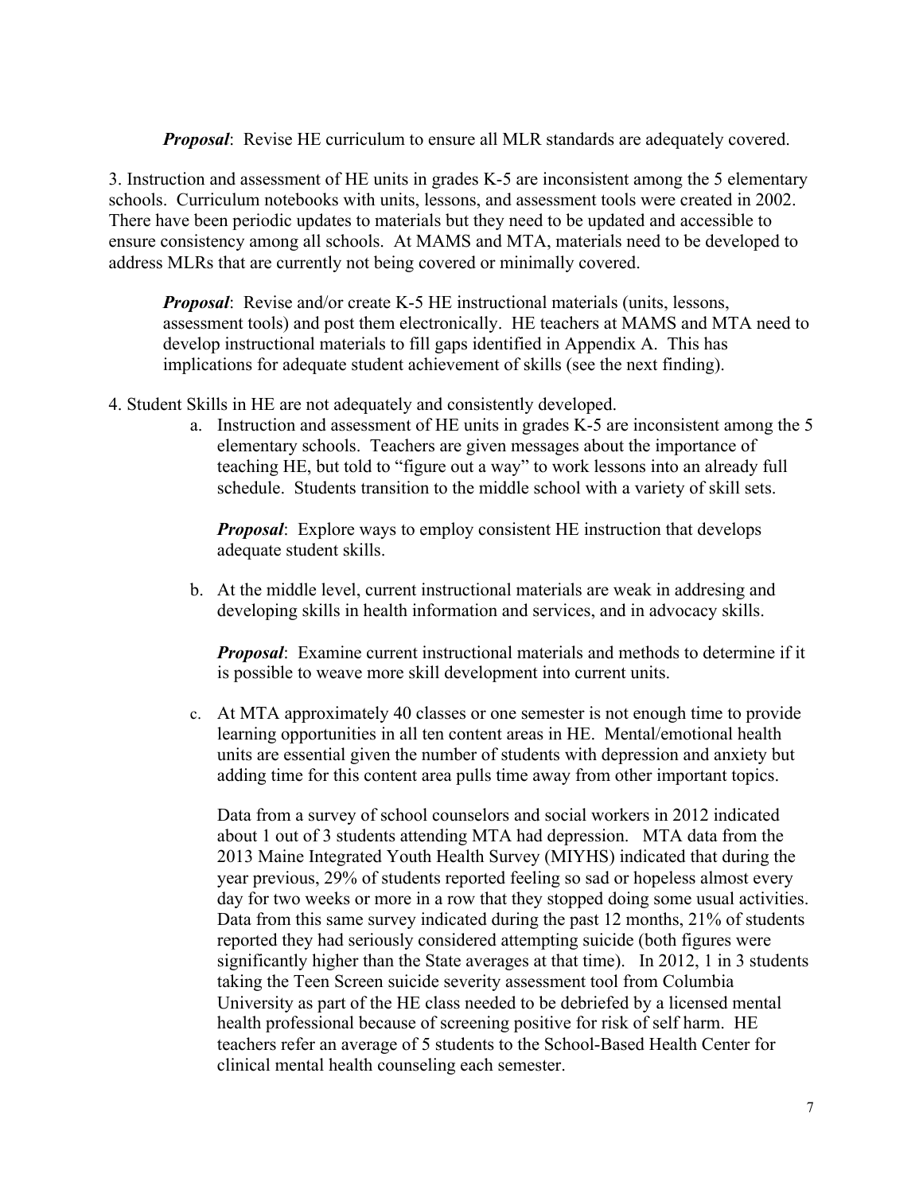*Proposal*: Revise HE curriculum to ensure all MLR standards are adequately covered.

3. Instruction and assessment of HE units in grades K-5 are inconsistent among the 5 elementary schools. Curriculum notebooks with units, lessons, and assessment tools were created in 2002. There have been periodic updates to materials but they need to be updated and accessible to ensure consistency among all schools. At MAMS and MTA, materials need to be developed to address MLRs that are currently not being covered or minimally covered.

   *Proposal*: Revise and/or create K-5 HE instructional materials (units, lessons, assessment tools) and post them electronically. HE teachers at MAMS and MTA need to develop instructional materials to fill gaps identified in Appendix A. This has implications for adequate student achievement of skills (see the next finding).

4. Student Skills in HE are not adequately and consistently developed.

   a. Instruction and assessment of HE units in grades K-5 are inconsistent among the 5 elementary schools. Teachers are given messages about the importance of teaching HE, but told to "figure out a way" to work lessons into an already full schedule. Students transition to the middle school with a variety of skill sets.

      *Proposal*: Explore ways to employ consistent HE instruction that develops adequate student skills.

   b. At the middle level, current instructional materials are weak in addresing and developing skills in health information and services, and in advocacy skills.

      *Proposal*: Examine current instructional materials and methods to determine if it is possible to weave more skill development into current units.

   c. At MTA approximately 40 classes or one semester is not enough time to provide learning opportunities in all ten content areas in HE. Mental/emotional health units are essential given the number of students with depression and anxiety but adding time for this content area pulls time away from other important topics.

      Data from a survey of school counselors and social workers in 2012 indicated about 1 out of 3 students attending MTA had depression. MTA data from the 2013 Maine Integrated Youth Health Survey (MIYHS) indicated that during the year previous, 29% of students reported feeling so sad or hopeless almost every day for two weeks or more in a row that they stopped doing some usual activities. Data from this same survey indicated during the past 12 months, 21% of students reported they had seriously considered attempting suicide (both figures were significantly higher than the State averages at that time). In 2012, 1 in 3 students taking the Teen Screen suicide severity assessment tool from Columbia University as part of the HE class needed to be debriefed by a licensed mental health professional because of screening positive for risk of self harm. HE teachers refer an average of 5 students to the School-Based Health Center for clinical mental health counseling each semester.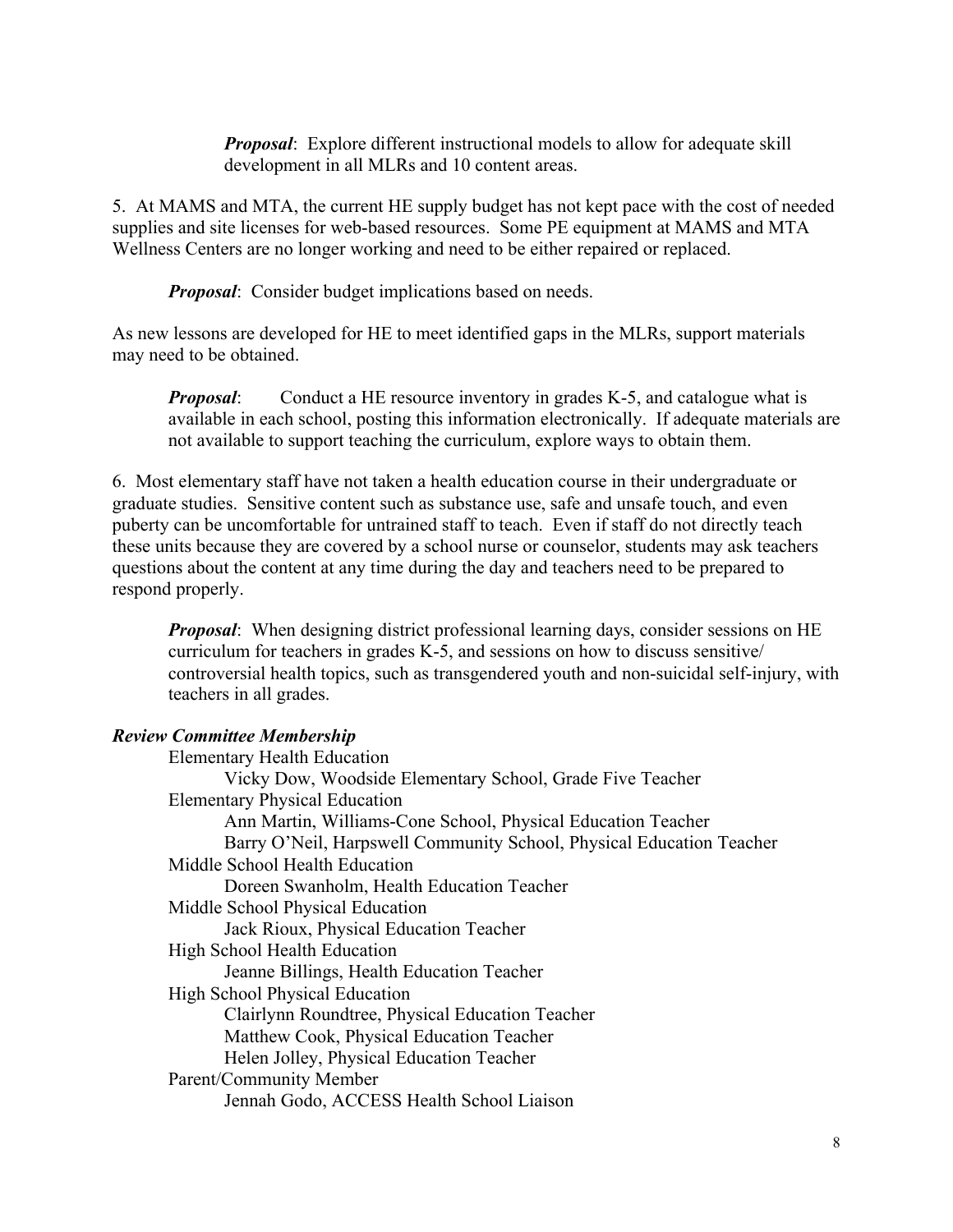***Proposal***: Explore different instructional models to allow for adequate skill development in all MLRs and 10 content areas.

5. At MAMS and MTA, the current HE supply budget has not kept pace with the cost of needed supplies and site licenses for web-based resources. Some PE equipment at MAMS and MTA Wellness Centers are no longer working and need to be either repaired or replaced.

***Proposal***: Consider budget implications based on needs.

As new lessons are developed for HE to meet identified gaps in the MLRs, support materials may need to be obtained.

***Proposal***: Conduct a HE resource inventory in grades K-5, and catalogue what is available in each school, posting this information electronically. If adequate materials are not available to support teaching the curriculum, explore ways to obtain them.

6. Most elementary staff have not taken a health education course in their undergraduate or graduate studies. Sensitive content such as substance use, safe and unsafe touch, and even puberty can be uncomfortable for untrained staff to teach. Even if staff do not directly teach these units because they are covered by a school nurse or counselor, students may ask teachers questions about the content at any time during the day and teachers need to be prepared to respond properly.

***Proposal***: When designing district professional learning days, consider sessions on HE curriculum for teachers in grades K-5, and sessions on how to discuss sensitive/ controversial health topics, such as transgendered youth and non-suicidal self-injury, with teachers in all grades.

***Review Committee Membership***

Elementary Health Education
- Vicky Dow, Woodside Elementary School, Grade Five Teacher

Elementary Physical Education
- Ann Martin, Williams-Cone School, Physical Education Teacher
- Barry O'Neil, Harpswell Community School, Physical Education Teacher

Middle School Health Education
- Doreen Swanholm, Health Education Teacher

Middle School Physical Education
- Jack Rioux, Physical Education Teacher

High School Health Education
- Jeanne Billings, Health Education Teacher

High School Physical Education
- Clairlynn Roundtree, Physical Education Teacher
- Matthew Cook, Physical Education Teacher
- Helen Jolley, Physical Education Teacher

Parent/Community Member
- Jennah Godo, ACCESS Health School Liaison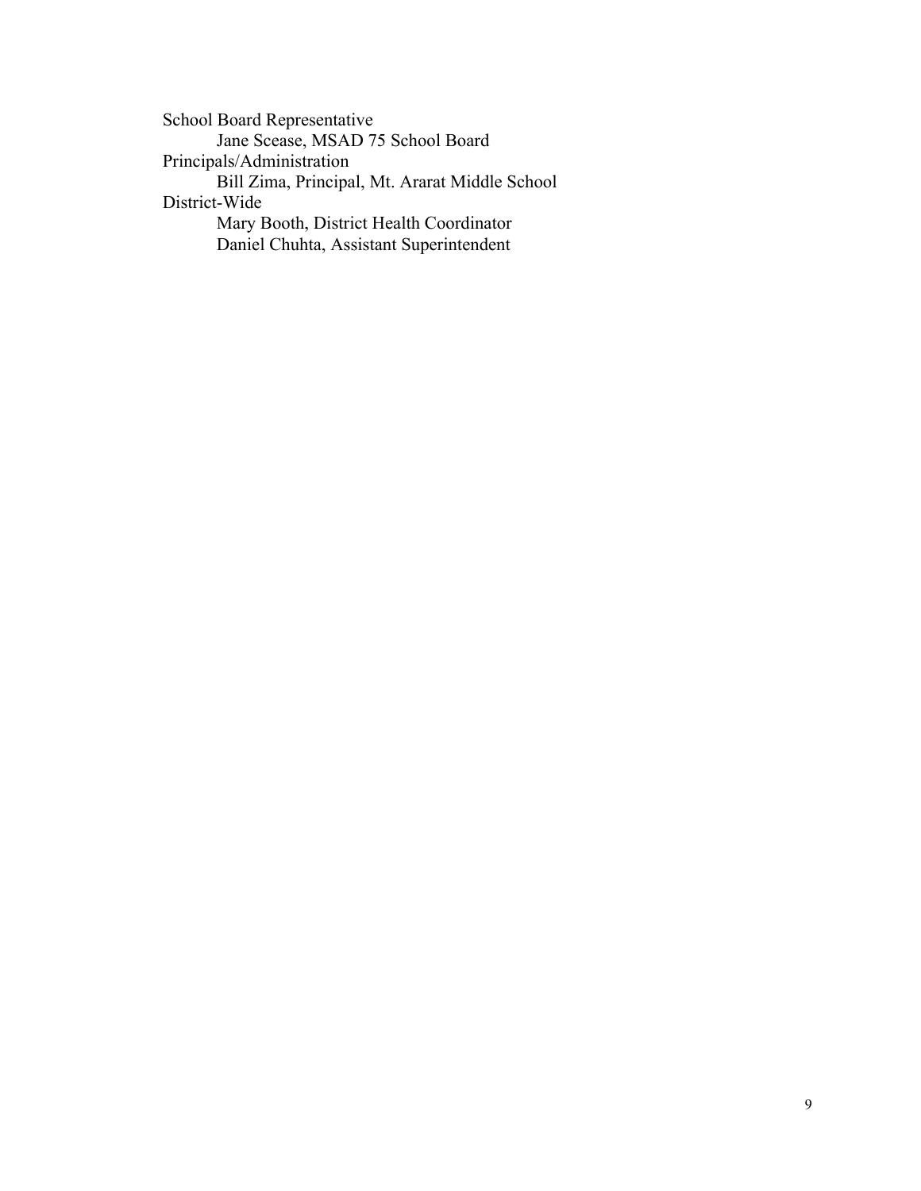School Board Representative

    Jane Scease, MSAD 75 School Board

Principals/Administration

    Bill Zima, Principal, Mt. Ararat Middle School

District-Wide

    Mary Booth, District Health Coordinator
    Daniel Chuhta, Assistant Superintendent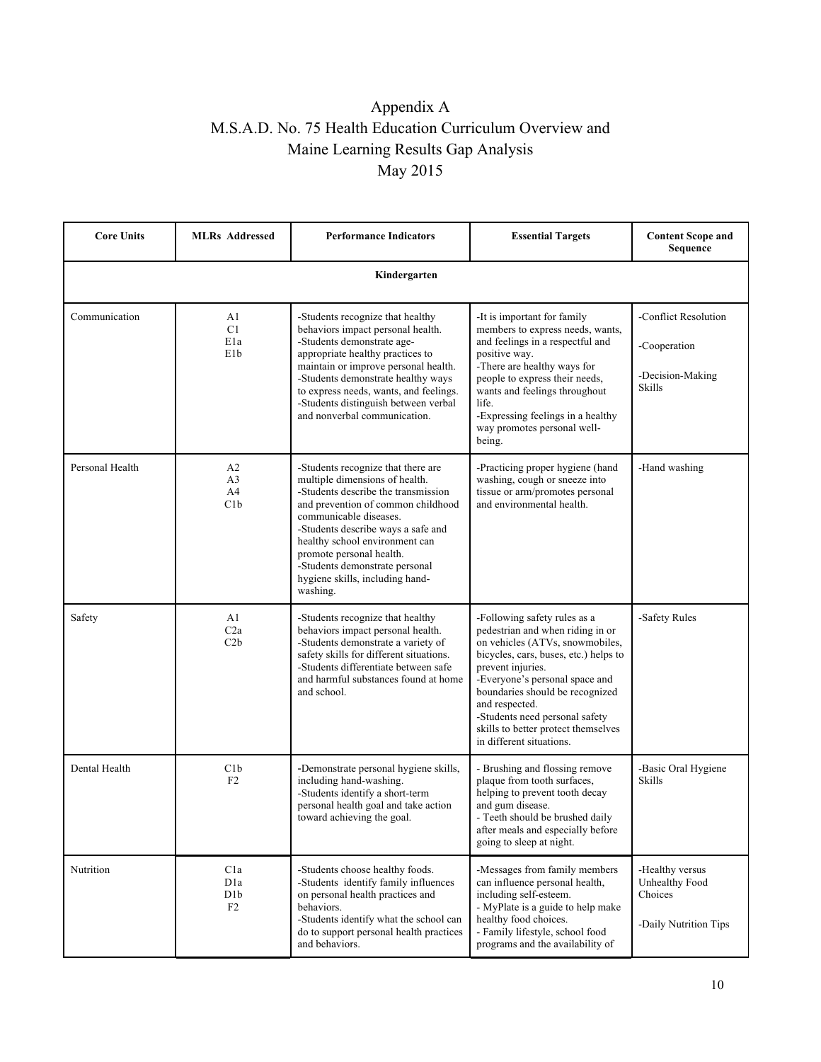# Appendix A
# M.S.A.D. No. 75 Health Education Curriculum Overview and Maine Learning Results Gap Analysis
# May 2015

| Core Units | MLRs Addressed | Performance Indicators | Essential Targets | Content Scope and Sequence |
|---|---|---|---|---|
| **Kindergarten** | | | | |
| Communication | A1<br>C1<br>E1a<br>E1b | -Students recognize that healthy behaviors impact personal health.<br>-Students demonstrate age-appropriate healthy practices to maintain or improve personal health.<br>-Students demonstrate healthy ways to express needs, wants, and feelings.<br>-Students distinguish between verbal and nonverbal communication. | -It is important for family members to express needs, wants, and feelings in a respectful and positive way.<br>-There are healthy ways for people to express their needs, wants and feelings throughout life.<br>-Expressing feelings in a healthy way promotes personal well-being. | -Conflict Resolution<br>-Cooperation<br>-Decision-Making Skills |
| Personal Health | A2<br>A3<br>A4<br>C1b | -Students recognize that there are multiple dimensions of health.<br>-Students describe the transmission and prevention of common childhood communicable diseases.<br>-Students describe ways a safe and healthy school environment can promote personal health.<br>-Students demonstrate personal hygiene skills, including hand-washing. | -Practicing proper hygiene (hand washing, cough or sneeze into tissue or arm/promotes personal and environmental health. | -Hand washing |
| Safety | A1<br>C2a<br>C2b | -Students recognize that healthy behaviors impact personal health.<br>-Students demonstrate a variety of safety skills for different situations.<br>-Students differentiate between safe and harmful substances found at home and school. | -Following safety rules as a pedestrian and when riding in or on vehicles (ATVs, snowmobiles, bicycles, cars, buses, etc.) helps to prevent injuries.<br>-Everyone's personal space and boundaries should be recognized and respected.<br>-Students need personal safety skills to better protect themselves in different situations. | -Safety Rules |
| Dental Health | C1b<br>F2 | -Demonstrate personal hygiene skills, including hand-washing.<br>-Students identify a short-term personal health goal and take action toward achieving the goal. | - Brushing and flossing remove plaque from tooth surfaces, helping to prevent tooth decay and gum disease.<br>- Teeth should be brushed daily after meals and especially before going to sleep at night. | -Basic Oral Hygiene Skills |
| Nutrition | C1a<br>D1a<br>D1b<br>F2 | -Students choose healthy foods.<br>-Students identify family influences on personal health practices and behaviors.<br>-Students identify what the school can do to support personal health practices and behaviors. | -Messages from family members can influence personal health, including self-esteem.<br>- MyPlate is a guide to help make healthy food choices.<br>- Family lifestyle, school food programs and the availability of | -Healthy versus Unhealthy Food Choices<br>-Daily Nutrition Tips |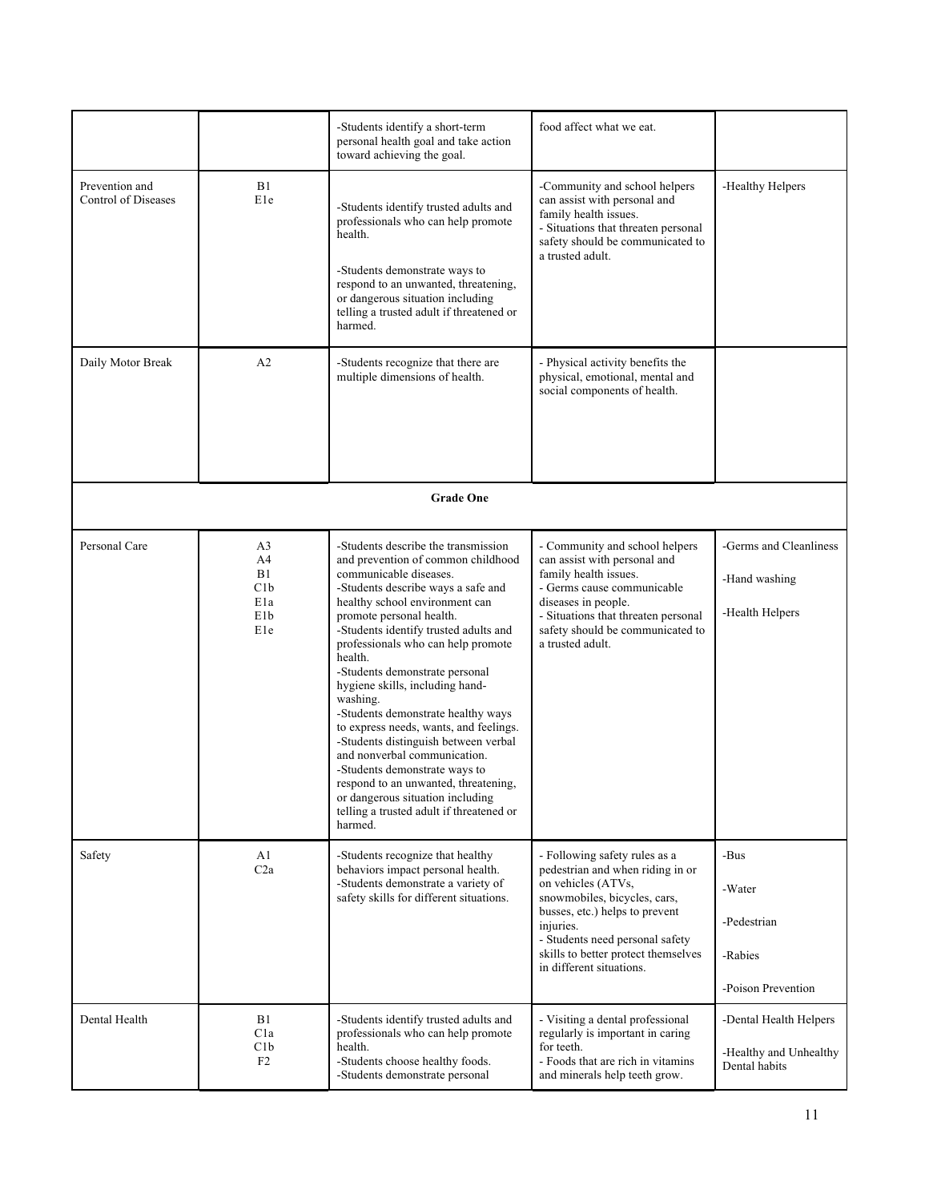| | | | | |
|---|---|---|---|---|
| | | -Students identify a short-term personal health goal and take action toward achieving the goal. | food affect what we eat. | |
| Prevention and Control of Diseases | B1<br>E1e | -Students identify trusted adults and professionals who can help promote health.<br><br>-Students demonstrate ways to respond to an unwanted, threatening, or dangerous situation including telling a trusted adult if threatened or harmed. | -Community and school helpers can assist with personal and family health issues.<br>- Situations that threaten personal safety should be communicated to a trusted adult. | -Healthy Helpers |
| Daily Motor Break | A2 | -Students recognize that there are multiple dimensions of health. | - Physical activity benefits the physical, emotional, mental and social components of health. | |
| **Grade One** | | | | |
| Personal Care | A3<br>A4<br>B1<br>C1b<br>E1a<br>E1b<br>E1e | -Students describe the transmission and prevention of common childhood communicable diseases.<br>-Students describe ways a safe and healthy school environment can promote personal health.<br>-Students identify trusted adults and professionals who can help promote health.<br>-Students demonstrate personal hygiene skills, including hand-washing.<br>-Students demonstrate healthy ways to express needs, wants, and feelings.<br>-Students distinguish between verbal and nonverbal communication.<br>-Students demonstrate ways to respond to an unwanted, threatening, or dangerous situation including telling a trusted adult if threatened or harmed. | - Community and school helpers can assist with personal and family health issues.<br>- Germs cause communicable diseases in people.<br>- Situations that threaten personal safety should be communicated to a trusted adult. | -Germs and Cleanliness<br><br>-Hand washing<br><br>-Health Helpers |
| Safety | A1<br>C2a | -Students recognize that healthy behaviors impact personal health.<br>-Students demonstrate a variety of safety skills for different situations. | - Following safety rules as a pedestrian and when riding in or on vehicles (ATVs, snowmobiles, bicycles, cars, busses, etc.) helps to prevent injuries.<br>- Students need personal safety skills to better protect themselves in different situations. | -Bus<br><br>-Water<br><br>-Pedestrian<br><br>-Rabies<br><br>-Poison Prevention |
| Dental Health | B1<br>C1a<br>C1b<br>F2 | -Students identify trusted adults and professionals who can help promote health.<br>-Students choose healthy foods.<br>-Students demonstrate personal | - Visiting a dental professional regularly is important in caring for teeth.<br>- Foods that are rich in vitamins and minerals help teeth grow. | -Dental Health Helpers<br><br>-Healthy and Unhealthy Dental habits |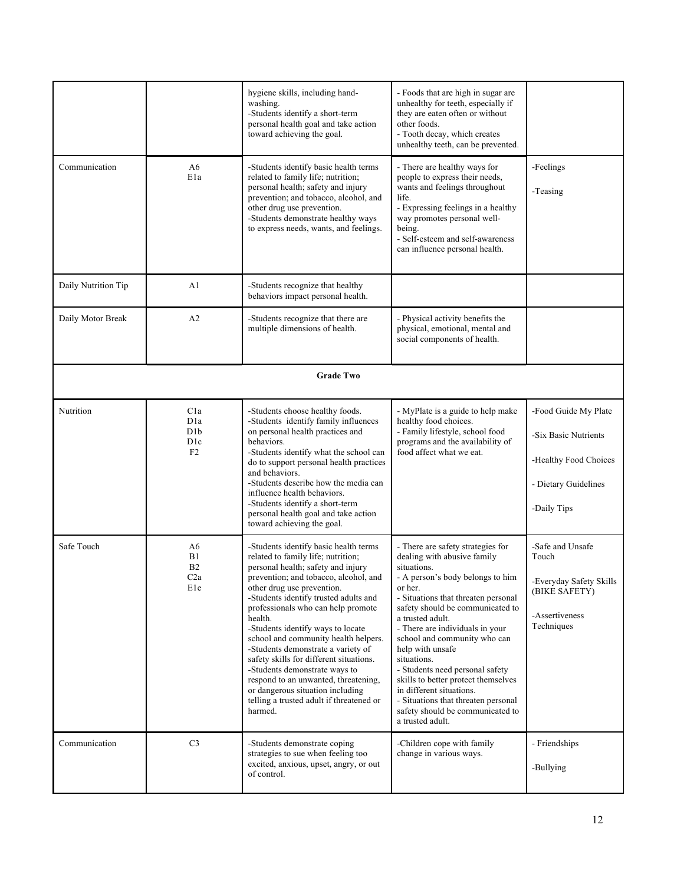| | | | | |
|---|---|---|---|---|
| | | hygiene skills, including hand-washing.<br>-Students identify a short-term personal health goal and take action toward achieving the goal. | - Foods that are high in sugar are unhealthy for teeth, especially if they are eaten often or without other foods.<br>- Tooth decay, which creates unhealthy teeth, can be prevented. | |
| Communication | A6<br>E1a | -Students identify basic health terms related to family life; nutrition; personal health; safety and injury prevention; and tobacco, alcohol, and other drug use prevention.<br>-Students demonstrate healthy ways to express needs, wants, and feelings. | - There are healthy ways for people to express their needs, wants and feelings throughout life.<br>- Expressing feelings in a healthy way promotes personal well-being.<br>- Self-esteem and self-awareness can influence personal health. | -Feelings<br><br>-Teasing |
| Daily Nutrition Tip | A1 | -Students recognize that healthy behaviors impact personal health. | | |
| Daily Motor Break | A2 | -Students recognize that there are multiple dimensions of health. | - Physical activity benefits the physical, emotional, mental and social components of health. | |
| | | **Grade Two** | | |
| Nutrition | C1a<br>D1a<br>D1b<br>D1c<br>F2 | -Students choose healthy foods.<br>-Students identify family influences on personal health practices and behaviors.<br>-Students identify what the school can do to support personal health practices and behaviors.<br>-Students describe how the media can influence health behaviors.<br>-Students identify a short-term personal health goal and take action toward achieving the goal. | - MyPlate is a guide to help make healthy food choices.<br>- Family lifestyle, school food programs and the availability of food affect what we eat. | -Food Guide My Plate<br><br>-Six Basic Nutrients<br><br>-Healthy Food Choices<br><br>- Dietary Guidelines<br><br>-Daily Tips |
| Safe Touch | A6<br>B1<br>B2<br>C2a<br>E1e | -Students identify basic health terms related to family life; nutrition; personal health; safety and injury prevention; and tobacco, alcohol, and other drug use prevention.<br>-Students identify trusted adults and professionals who can help promote health.<br>-Students identify ways to locate school and community health helpers.<br>-Students demonstrate a variety of safety skills for different situations.<br>-Students demonstrate ways to respond to an unwanted, threatening, or dangerous situation including telling a trusted adult if threatened or harmed. | - There are safety strategies for dealing with abusive family situations.<br>- A person's body belongs to him or her.<br>- Situations that threaten personal safety should be communicated to a trusted adult.<br>- There are individuals in your school and community who can help with unsafe situations.<br>- Students need personal safety skills to better protect themselves in different situations.<br>- Situations that threaten personal safety should be communicated to a trusted adult. | -Safe and Unsafe Touch<br><br>-Everyday Safety Skills (BIKE SAFETY)<br><br>-Assertiveness Techniques |
| Communication | C3 | -Students demonstrate coping strategies to sue when feeling too excited, anxious, upset, angry, or out of control. | -Children cope with family change in various ways. | - Friendships<br><br>-Bullying |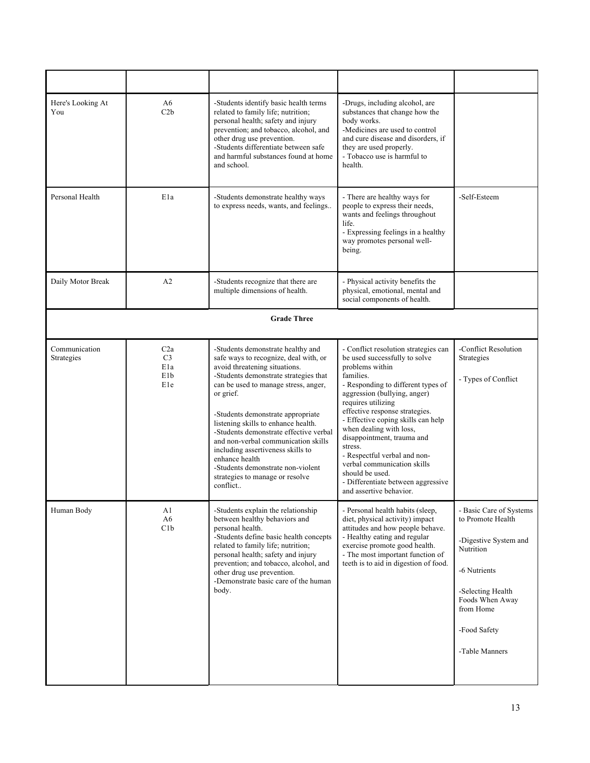| | | | | |
|---|---|---|---|---|
| Here's Looking At You | A6<br>C2b | -Students identify basic health terms related to family life; nutrition; personal health; safety and injury prevention; and tobacco, alcohol, and other drug use prevention.<br>-Students differentiate between safe and harmful substances found at home and school. | -Drugs, including alcohol, are substances that change how the body works.<br>-Medicines are used to control and cure disease and disorders, if they are used properly.<br>- Tobacco use is harmful to health. | |
| Personal Health | E1a | -Students demonstrate healthy ways to express needs, wants, and feelings.. | - There are healthy ways for people to express their needs, wants and feelings throughout life.<br>- Expressing feelings in a healthy way promotes personal well-being. | -Self-Esteem |
| Daily Motor Break | A2 | -Students recognize that there are multiple dimensions of health. | - Physical activity benefits the physical, emotional, mental and social components of health. | |
| **Grade Three** | | | | |
| Communication Strategies | C2a<br>C3<br>E1a<br>E1b<br>E1e | -Students demonstrate healthy and safe ways to recognize, deal with, or avoid threatening situations.<br>-Students demonstrate strategies that can be used to manage stress, anger, or grief.<br>-Students demonstrate appropriate listening skills to enhance health.<br>-Students demonstrate effective verbal and non-verbal communication skills including assertiveness skills to enhance health<br>-Students demonstrate non-violent strategies to manage or resolve conflict.. | - Conflict resolution strategies can be used successfully to solve problems within families.<br>- Responding to different types of aggression (bullying, anger) requires utilizing effective response strategies.<br>- Effective coping skills can help when dealing with loss, disappointment, trauma and stress.<br>- Respectful verbal and non-verbal communication skills should be used.<br>- Differentiate between aggressive and assertive behavior. | -Conflict Resolution Strategies<br>- Types of Conflict |
| Human Body | A1<br>A6<br>C1b | -Students explain the relationship between healthy behaviors and personal health.<br>-Students define basic health concepts related to family life; nutrition; personal health; safety and injury prevention; and tobacco, alcohol, and other drug use prevention.<br>-Demonstrate basic care of the human body. | - Personal health habits (sleep, diet, physical activity) impact attitudes and how people behave.<br>- Healthy eating and regular exercise promote good health.<br>- The most important function of teeth is to aid in digestion of food. | - Basic Care of Systems to Promote Health<br>-Digestive System and Nutrition<br>-6 Nutrients<br>-Selecting Health Foods When Away from Home<br>-Food Safety<br>-Table Manners |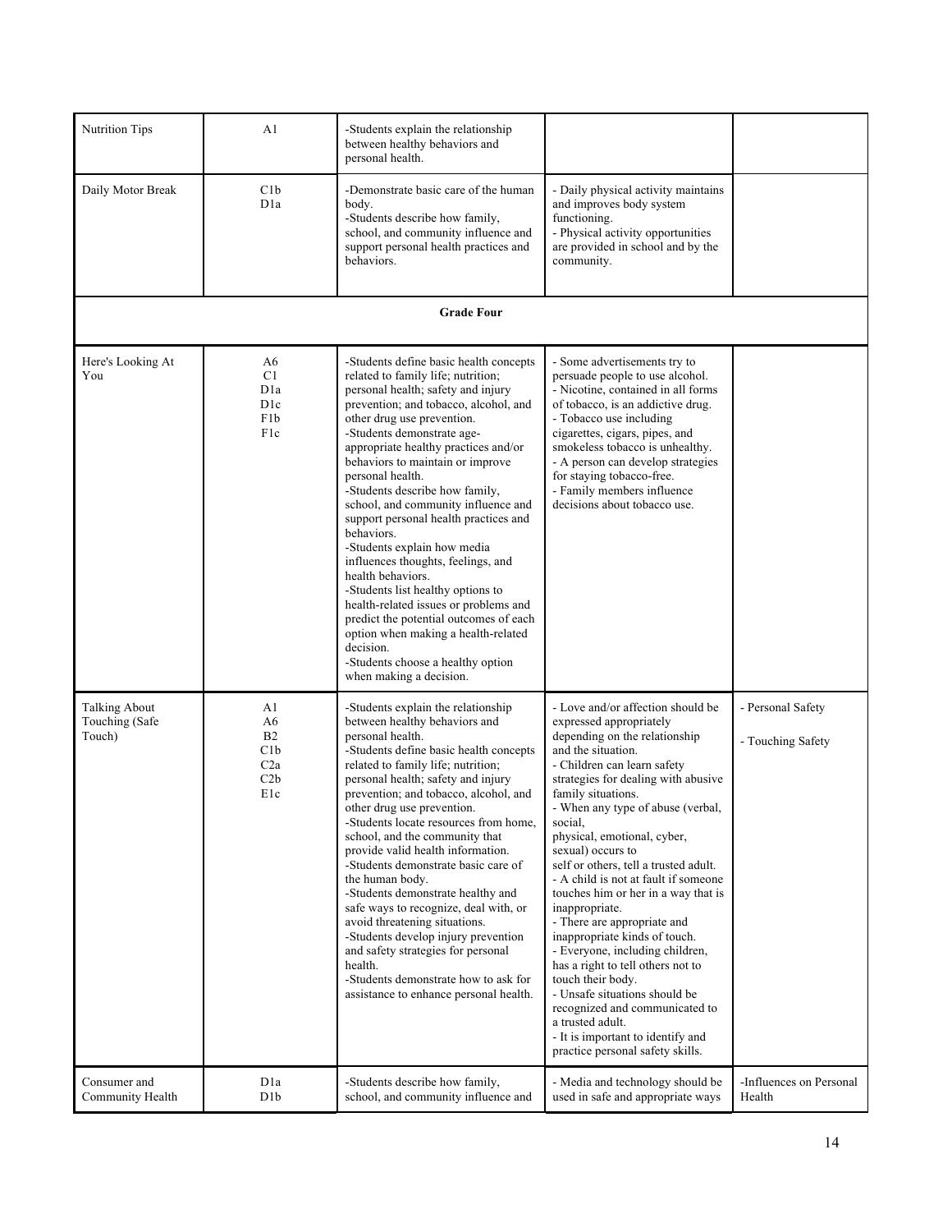| | | | | |
|---|---|---|---|---|
| Nutrition Tips | A1 | -Students explain the relationship between healthy behaviors and personal health. | | |
| Daily Motor Break | C1b<br>D1a | -Demonstrate basic care of the human body.<br>-Students describe how family, school, and community influence and support personal health practices and behaviors. | - Daily physical activity maintains and improves body system functioning.<br>- Physical activity opportunities are provided in school and by the community. | |
| **Grade Four** | | | | |
| Here's Looking At You | A6<br>C1<br>D1a<br>D1c<br>F1b<br>F1c | -Students define basic health concepts related to family life; nutrition; personal health; safety and injury prevention; and tobacco, alcohol, and other drug use prevention.<br>-Students demonstrate age-appropriate healthy practices and/or behaviors to maintain or improve personal health.<br>-Students describe how family, school, and community influence and support personal health practices and behaviors.<br>-Students explain how media influences thoughts, feelings, and health behaviors.<br>-Students list healthy options to health-related issues or problems and predict the potential outcomes of each option when making a health-related decision.<br>-Students choose a healthy option when making a decision. | - Some advertisements try to persuade people to use alcohol.<br>- Nicotine, contained in all forms of tobacco, is an addictive drug.<br>- Tobacco use including cigarettes, cigars, pipes, and smokeless tobacco is unhealthy.<br>- A person can develop strategies for staying tobacco-free.<br>- Family members influence decisions about tobacco use. | |
| Talking About Touching (Safe Touch) | A1<br>A6<br>B2<br>C1b<br>C2a<br>C2b<br>E1c | -Students explain the relationship between healthy behaviors and personal health.<br>-Students define basic health concepts related to family life; nutrition; personal health; safety and injury prevention; and tobacco, alcohol, and other drug use prevention.<br>-Students locate resources from home, school, and the community that provide valid health information.<br>-Students demonstrate basic care of the human body.<br>-Students demonstrate healthy and safe ways to recognize, deal with, or avoid threatening situations.<br>-Students develop injury prevention and safety strategies for personal health.<br>-Students demonstrate how to ask for assistance to enhance personal health. | - Love and/or affection should be expressed appropriately depending on the relationship and the situation.<br>- Children can learn safety strategies for dealing with abusive family situations.<br>- When any type of abuse (verbal, social, physical, emotional, cyber, sexual) occurs to self or others, tell a trusted adult.<br>- A child is not at fault if someone touches him or her in a way that is inappropriate.<br>- There are appropriate and inappropriate kinds of touch.<br>- Everyone, including children, has a right to tell others not to touch their body.<br>- Unsafe situations should be recognized and communicated to a trusted adult.<br>- It is important to identify and practice personal safety skills. | - Personal Safety<br>- Touching Safety |
| Consumer and Community Health | D1a<br>D1b | -Students describe how family, school, and community influence and | - Media and technology should be used in safe and appropriate ways | -Influences on Personal Health |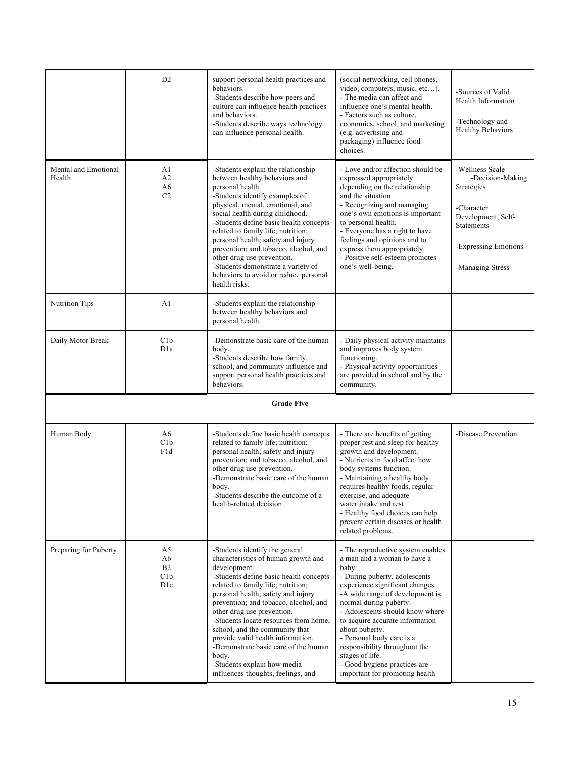| | | | | |
|---|---|---|---|---|
| | D2 | support personal health practices and behaviors.<br>-Students describe how peers and culture can influence health practices and behaviors.<br>-Students describe ways technology can influence personal health. | (social networking, cell phones, video, computers, music, etc…).<br>- The media can affect and influence one's mental health.<br>- Factors such as culture, economics, school, and marketing (e.g. advertising and packaging) influence food choices. | -Sources of Valid Health Information<br><br>-Technology and Healthy Behaviors |
| Mental and Emotional Health | A1<br>A2<br>A6<br>C2 | -Students explain the relationship between healthy behaviors and personal health.<br>-Students identify examples of physical, mental, emotional, and social health during childhood.<br>-Students define basic health concepts related to family life; nutrition; personal health; safety and injury prevention; and tobacco, alcohol, and other drug use prevention.<br>-Students demonstrate a variety of behaviors to avoid or reduce personal health risks. | - Love and/or affection should be expressed appropriately depending on the relationship and the situation.<br>- Recognizing and managing one's own emotions is important to personal health.<br>- Everyone has a right to have feelings and opinions and to express them appropriately.<br>- Positive self-esteem promotes one's well-being. | -Wellness Scale<br>-Decision-Making Strategies<br><br>-Character Development, Self-Statements<br><br>-Expressing Emotions<br><br>-Managing Stress |
| Nutrition Tips | A1 | -Students explain the relationship between healthy behaviors and personal health. | | |
| Daily Motor Break | C1b<br>D1a | -Demonstrate basic care of the human body.<br>-Students describe how family, school, and community influence and support personal health practices and behaviors. | - Daily physical activity maintains and improves body system functioning.<br>- Physical activity opportunities are provided in school and by the community. | |
| | | **Grade Five** | | |
| Human Body | A6<br>C1b<br>F1d | -Students define basic health concepts related to family life; nutrition; personal health; safety and injury prevention; and tobacco, alcohol, and other drug use prevention.<br>-Demonstrate basic care of the human body.<br>-Students describe the outcome of a health-related decision. | - There are benefits of getting proper rest and sleep for healthy growth and development.<br>- Nutrients in food affect how body systems function.<br>- Maintaining a healthy body requires healthy foods, regular exercise, and adequate water intake and rest.<br>- Healthy food choices can help prevent certain diseases or health related problems. | -Disease Prevention |
| Preparing for Puberty | A5<br>A6<br>B2<br>C1b<br>D1c | -Students identify the general characteristics of human growth and development.<br>-Students define basic health concepts related to family life; nutrition; personal health; safety and injury prevention; and tobacco, alcohol, and other drug use prevention.<br>-Students locate resources from home, school, and the community that provide valid health information.<br>-Demonstrate basic care of the human body.<br>-Students explain how media influences thoughts, feelings, and | - The reproductive system enables a man and a woman to have a baby.<br>- During puberty, adolescents experience significant changes.<br>-A wide range of development is normal during puberty.<br>- Adolescents should know where to acquire accurate information about puberty.<br>- Personal body care is a responsibility throughout the stages of life.<br>- Good hygiene practices are important for promoting health | |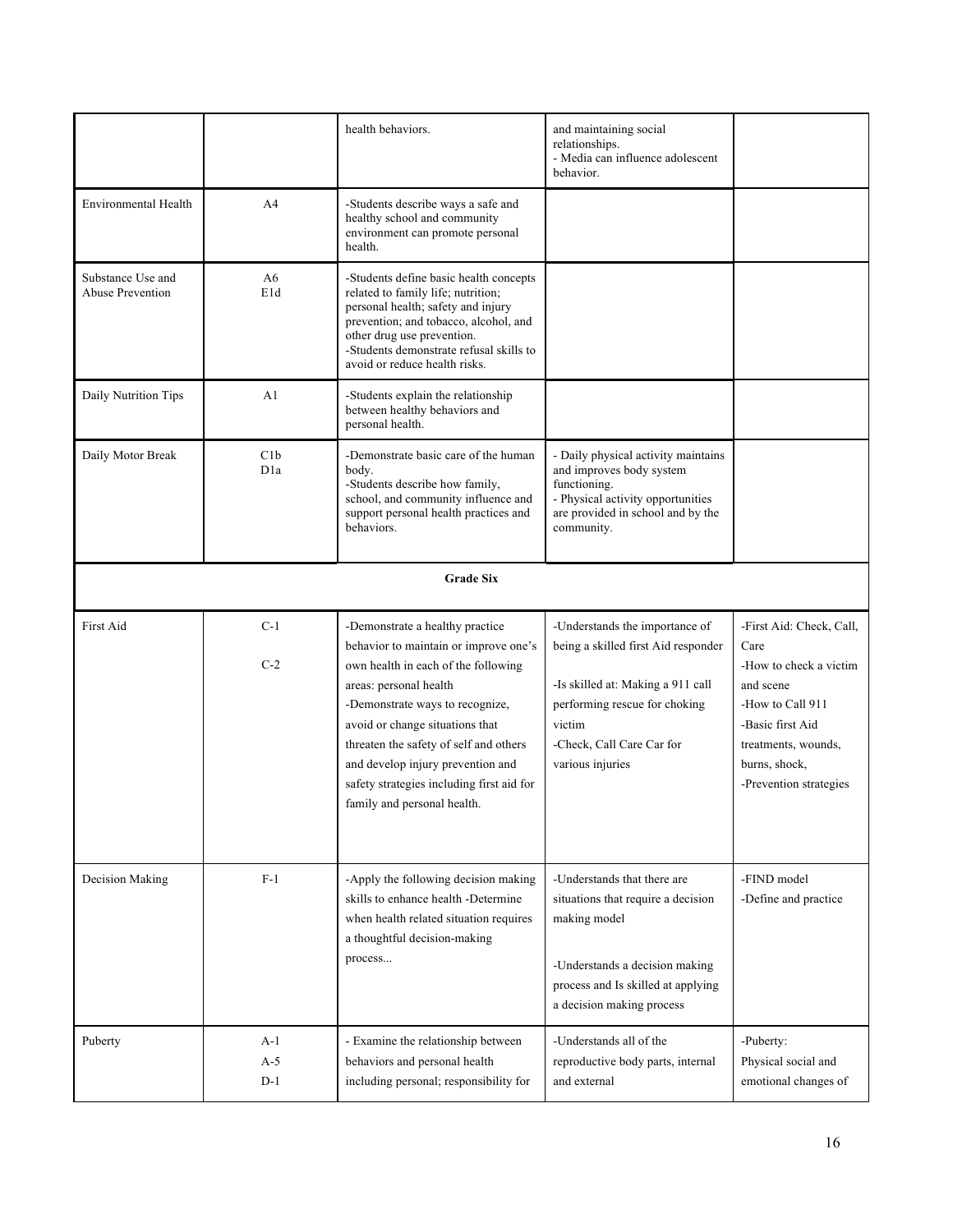| | | | | |
|---|---|---|---|---|
| | | health behaviors. | and maintaining social relationships.<br>- Media can influence adolescent behavior. | |
| Environmental Health | A4 | -Students describe ways a safe and healthy school and community environment can promote personal health. | | |
| Substance Use and Abuse Prevention | A6<br>E1d | -Students define basic health concepts related to family life; nutrition; personal health; safety and injury prevention; and tobacco, alcohol, and other drug use prevention.<br>-Students demonstrate refusal skills to avoid or reduce health risks. | | |
| Daily Nutrition Tips | A1 | -Students explain the relationship between healthy behaviors and personal health. | | |
| Daily Motor Break | C1b<br>D1a | -Demonstrate basic care of the human body.<br>-Students describe how family, school, and community influence and support personal health practices and behaviors. | - Daily physical activity maintains and improves body system functioning.<br>- Physical activity opportunities are provided in school and by the community. | |
| **Grade Six** | | | | |
| First Aid | C-1<br>C-2 | -Demonstrate a healthy practice behavior to maintain or improve one's own health in each of the following areas: personal health<br>-Demonstrate ways to recognize, avoid or change situations that threaten the safety of self and others and develop injury prevention and safety strategies including first aid for family and personal health. | -Understands the importance of being a skilled first Aid responder<br>-Is skilled at: Making a 911 call performing rescue for choking victim<br>-Check, Call Care Car for various injuries | -First Aid: Check, Call, Care<br>-How to check a victim and scene<br>-How to Call 911<br>-Basic first Aid treatments, wounds, burns, shock,<br>-Prevention strategies |
| Decision Making | F-1 | -Apply the following decision making skills to enhance health -Determine when health related situation requires a thoughtful decision-making process... | -Understands that there are situations that require a decision making model<br>-Understands a decision making process and Is skilled at applying a decision making process | -FIND model<br>-Define and practice |
| Puberty | A-1<br>A-5<br>D-1 | - Examine the relationship between behaviors and personal health including personal; responsibility for | -Understands all of the reproductive body parts, internal and external | -Puberty:<br>Physical social and emotional changes of |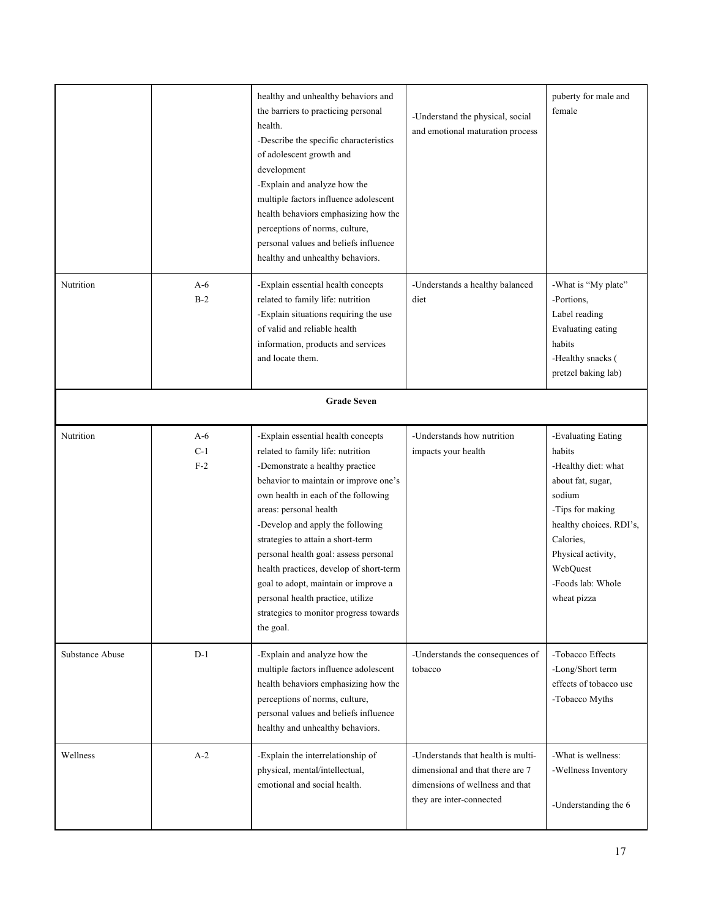| | | | | |
|---|---|---|---|---|
| | | healthy and unhealthy behaviors and the barriers to practicing personal health.<br>-Describe the specific characteristics of adolescent growth and development<br>-Explain and analyze how the multiple factors influence adolescent health behaviors emphasizing how the perceptions of norms, culture, personal values and beliefs influence healthy and unhealthy behaviors. | -Understand the physical, social and emotional maturation process | puberty for male and female |
| Nutrition | A-6<br>B-2 | -Explain essential health concepts related to family life: nutrition<br>-Explain situations requiring the use of valid and reliable health information, products and services and locate them. | -Understands a healthy balanced diet | -What is "My plate"<br>-Portions,<br>Label reading<br>Evaluating eating habits<br>-Healthy snacks ( pretzel baking lab) |
| **Grade Seven** | | | | |
| Nutrition | A-6<br>C-1<br>F-2 | -Explain essential health concepts related to family life: nutrition<br>-Demonstrate a healthy practice behavior to maintain or improve one's own health in each of the following areas: personal health<br>-Develop and apply the following strategies to attain a short-term personal health goal: assess personal health practices, develop of short-term goal to adopt, maintain or improve a personal health practice, utilize strategies to monitor progress towards the goal. | -Understands how nutrition impacts your health | -Evaluating Eating habits<br>-Healthy diet: what about fat, sugar, sodium<br>-Tips for making healthy choices. RDI's, Calories,<br>Physical activity, WebQuest<br>-Foods lab: Whole wheat pizza |
| Substance Abuse | D-1 | -Explain and analyze how the multiple factors influence adolescent health behaviors emphasizing how the perceptions of norms, culture, personal values and beliefs influence healthy and unhealthy behaviors. | -Understands the consequences of tobacco | -Tobacco Effects<br>-Long/Short term effects of tobacco use<br>-Tobacco Myths |
| Wellness | A-2 | -Explain the interrelationship of physical, mental/intellectual, emotional and social health. | -Understands that health is multi-dimensional and that there are 7 dimensions of wellness and that they are inter-connected | -What is wellness:<br>-Wellness Inventory<br><br>-Understanding the 6 |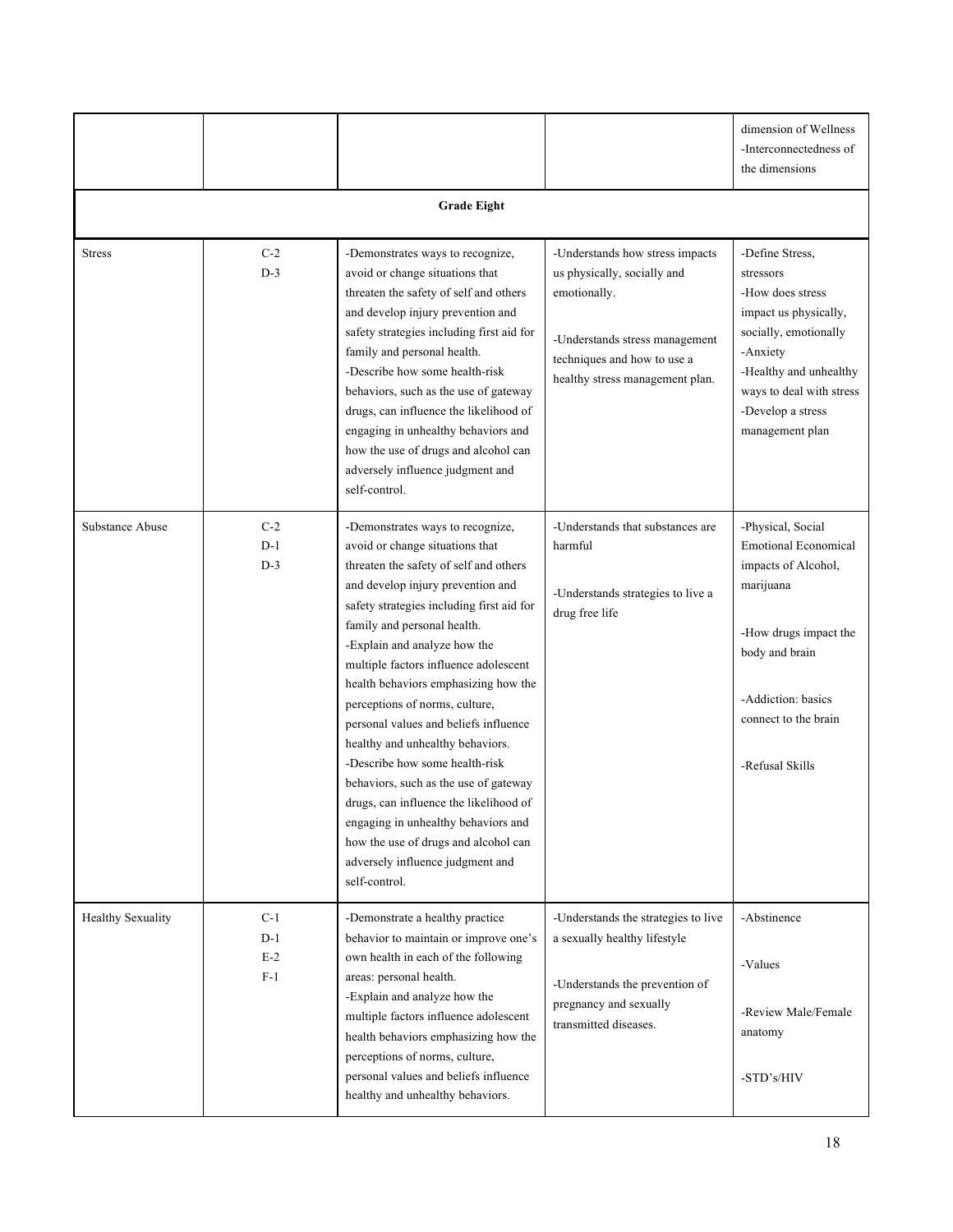| | | | | dimension of Wellness<br>-Interconnectedness of the dimensions |
|---|---|---|---|---|
| **Grade Eight** | | | | |
| Stress | C-2<br>D-3 | -Demonstrates ways to recognize, avoid or change situations that threaten the safety of self and others and develop injury prevention and safety strategies including first aid for family and personal health.<br>-Describe how some health-risk behaviors, such as the use of gateway drugs, can influence the likelihood of engaging in unhealthy behaviors and how the use of drugs and alcohol can adversely influence judgment and self-control. | -Understands how stress impacts us physically, socially and emotionally.<br><br>-Understands stress management techniques and how to use a healthy stress management plan. | -Define Stress, stressors<br>-How does stress impact us physically, socially, emotionally<br>-Anxiety<br>-Healthy and unhealthy ways to deal with stress<br>-Develop a stress management plan |
| Substance Abuse | C-2<br>D-1<br>D-3 | -Demonstrates ways to recognize, avoid or change situations that threaten the safety of self and others and develop injury prevention and safety strategies including first aid for family and personal health.<br>-Explain and analyze how the multiple factors influence adolescent health behaviors emphasizing how the perceptions of norms, culture, personal values and beliefs influence healthy and unhealthy behaviors.<br>-Describe how some health-risk behaviors, such as the use of gateway drugs, can influence the likelihood of engaging in unhealthy behaviors and how the use of drugs and alcohol can adversely influence judgment and self-control. | -Understands that substances are harmful<br><br>-Understands strategies to live a drug free life | -Physical, Social Emotional Economical impacts of Alcohol, marijuana<br><br>-How drugs impact the body and brain<br><br>-Addiction: basics connect to the brain<br><br>-Refusal Skills |
| Healthy Sexuality | C-1<br>D-1<br>E-2<br>F-1 | -Demonstrate a healthy practice behavior to maintain or improve one's own health in each of the following areas: personal health.<br>-Explain and analyze how the multiple factors influence adolescent health behaviors emphasizing how the perceptions of norms, culture, personal values and beliefs influence healthy and unhealthy behaviors. | -Understands the strategies to live a sexually healthy lifestyle<br><br>-Understands the prevention of pregnancy and sexually transmitted diseases. | -Abstinence<br><br>-Values<br><br>-Review Male/Female anatomy<br><br>-STD's/HIV |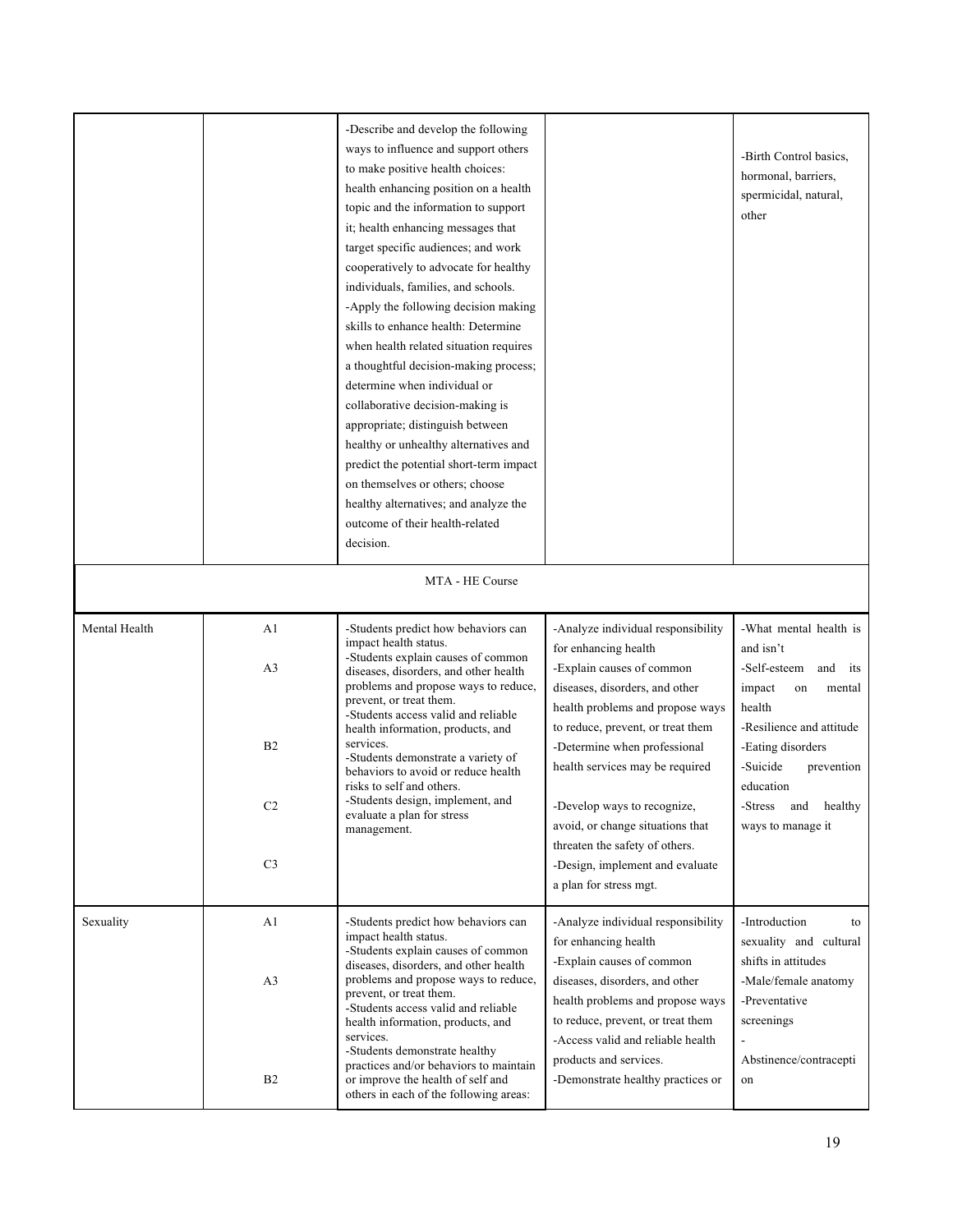| | | | | |
|---|---|---|---|---|
| | | -Describe and develop the following ways to influence and support others to make positive health choices: health enhancing position on a health topic and the information to support it; health enhancing messages that target specific audiences; and work cooperatively to advocate for healthy individuals, families, and schools.<br>-Apply the following decision making skills to enhance health: Determine when health related situation requires a thoughtful decision-making process; determine when individual or collaborative decision-making is appropriate; distinguish between healthy or unhealthy alternatives and predict the potential short-term impact on themselves or others; choose healthy alternatives; and analyze the outcome of their health-related decision. | | -Birth Control basics, hormonal, barriers, spermicidal, natural, other |
| MTA - HE Course | | | | |
| Mental Health | A1<br><br>A3<br><br>B2<br><br>C2<br><br>C3 | -Students predict how behaviors can impact health status.<br>-Students explain causes of common diseases, disorders, and other health problems and propose ways to reduce, prevent, or treat them.<br>-Students access valid and reliable health information, products, and services.<br>-Students demonstrate a variety of behaviors to avoid or reduce health risks to self and others.<br>-Students design, implement, and evaluate a plan for stress management. | -Analyze individual responsibility for enhancing health<br>-Explain causes of common diseases, disorders, and other health problems and propose ways to reduce, prevent, or treat them<br>-Determine when professional health services may be required<br><br>-Develop ways to recognize, avoid, or change situations that threaten the safety of others.<br>-Design, implement and evaluate a plan for stress mgt. | -What mental health is and isn't<br>-Self-esteem and its impact on mental health<br>-Resilience and attitude<br>-Eating disorders<br>-Suicide prevention education<br>-Stress and healthy ways to manage it |
| Sexuality | A1<br><br>A3<br><br>B2 | -Students predict how behaviors can impact health status.<br>-Students explain causes of common diseases, disorders, and other health problems and propose ways to reduce, prevent, or treat them.<br>-Students access valid and reliable health information, products, and services.<br>-Students demonstrate healthy practices and/or behaviors to maintain or improve the health of self and others in each of the following areas: | -Analyze individual responsibility for enhancing health<br>-Explain causes of common diseases, disorders, and other health problems and propose ways to reduce, prevent, or treat them<br>-Access valid and reliable health products and services.<br>-Demonstrate healthy practices or | -Introduction to sexuality and cultural shifts in attitudes<br>-Male/female anatomy<br>-Preventative screenings<br>-Abstinence/contraception |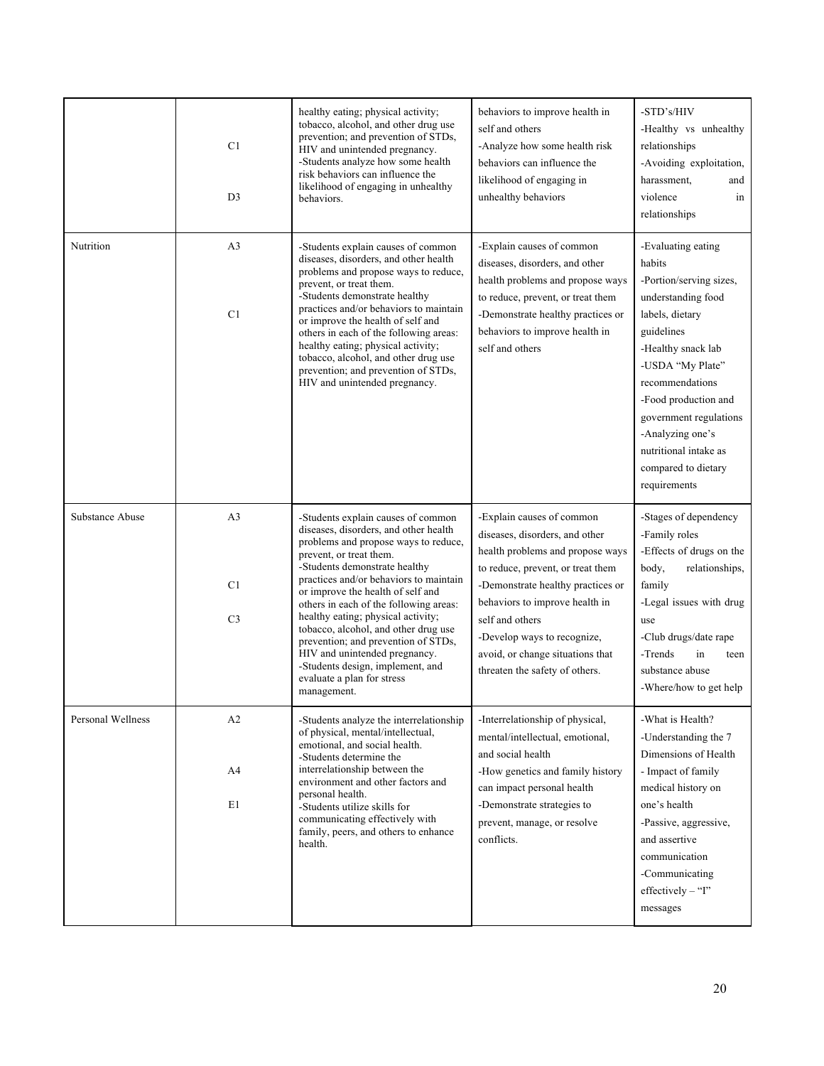| | | | | |
|---|---|---|---|---|
| | C1<br><br>D3 | healthy eating; physical activity; tobacco, alcohol, and other drug use prevention; and prevention of STDs, HIV and unintended pregnancy.<br>-Students analyze how some health risk behaviors can influence the likelihood of engaging in unhealthy behaviors. | behaviors to improve health in self and others<br>-Analyze how some health risk behaviors can influence the likelihood of engaging in unhealthy behaviors | -STD's/HIV<br>-Healthy vs unhealthy relationships<br>-Avoiding exploitation, harassment, and violence in relationships |
| Nutrition | A3<br><br>C1 | -Students explain causes of common diseases, disorders, and other health problems and propose ways to reduce, prevent, or treat them.<br>-Students demonstrate healthy practices and/or behaviors to maintain or improve the health of self and others in each of the following areas: healthy eating; physical activity; tobacco, alcohol, and other drug use prevention; and prevention of STDs, HIV and unintended pregnancy. | -Explain causes of common diseases, disorders, and other health problems and propose ways to reduce, prevent, or treat them<br>-Demonstrate healthy practices or behaviors to improve health in self and others | -Evaluating eating habits<br>-Portion/serving sizes, understanding food labels, dietary guidelines<br>-Healthy snack lab<br>-USDA "My Plate" recommendations<br>-Food production and government regulations<br>-Analyzing one's nutritional intake as compared to dietary requirements |
| Substance Abuse | A3<br><br>C1<br><br>C3 | -Students explain causes of common diseases, disorders, and other health problems and propose ways to reduce, prevent, or treat them.<br>-Students demonstrate healthy practices and/or behaviors to maintain or improve the health of self and others in each of the following areas: healthy eating; physical activity; tobacco, alcohol, and other drug use prevention; and prevention of STDs, HIV and unintended pregnancy.<br>-Students design, implement, and evaluate a plan for stress management. | -Explain causes of common diseases, disorders, and other health problems and propose ways to reduce, prevent, or treat them<br>-Demonstrate healthy practices or behaviors to improve health in self and others<br>-Develop ways to recognize, avoid, or change situations that threaten the safety of others. | -Stages of dependency<br>-Family roles<br>-Effects of drugs on the body, relationships, family<br>-Legal issues with drug use<br>-Club drugs/date rape<br>-Trends in teen substance abuse<br>-Where/how to get help |
| Personal Wellness | A2<br><br>A4<br><br>E1 | -Students analyze the interrelationship of physical, mental/intellectual, emotional, and social health.<br>-Students determine the interrelationship between the environment and other factors and personal health.<br>-Students utilize skills for communicating effectively with family, peers, and others to enhance health. | -Interrelationship of physical, mental/intellectual, emotional, and social health<br>-How genetics and family history can impact personal health<br>-Demonstrate strategies to prevent, manage, or resolve conflicts. | -What is Health?<br>-Understanding the 7 Dimensions of Health<br>- Impact of family medical history on one's health<br>-Passive, aggressive, and assertive communication<br>-Communicating effectively – "I" messages |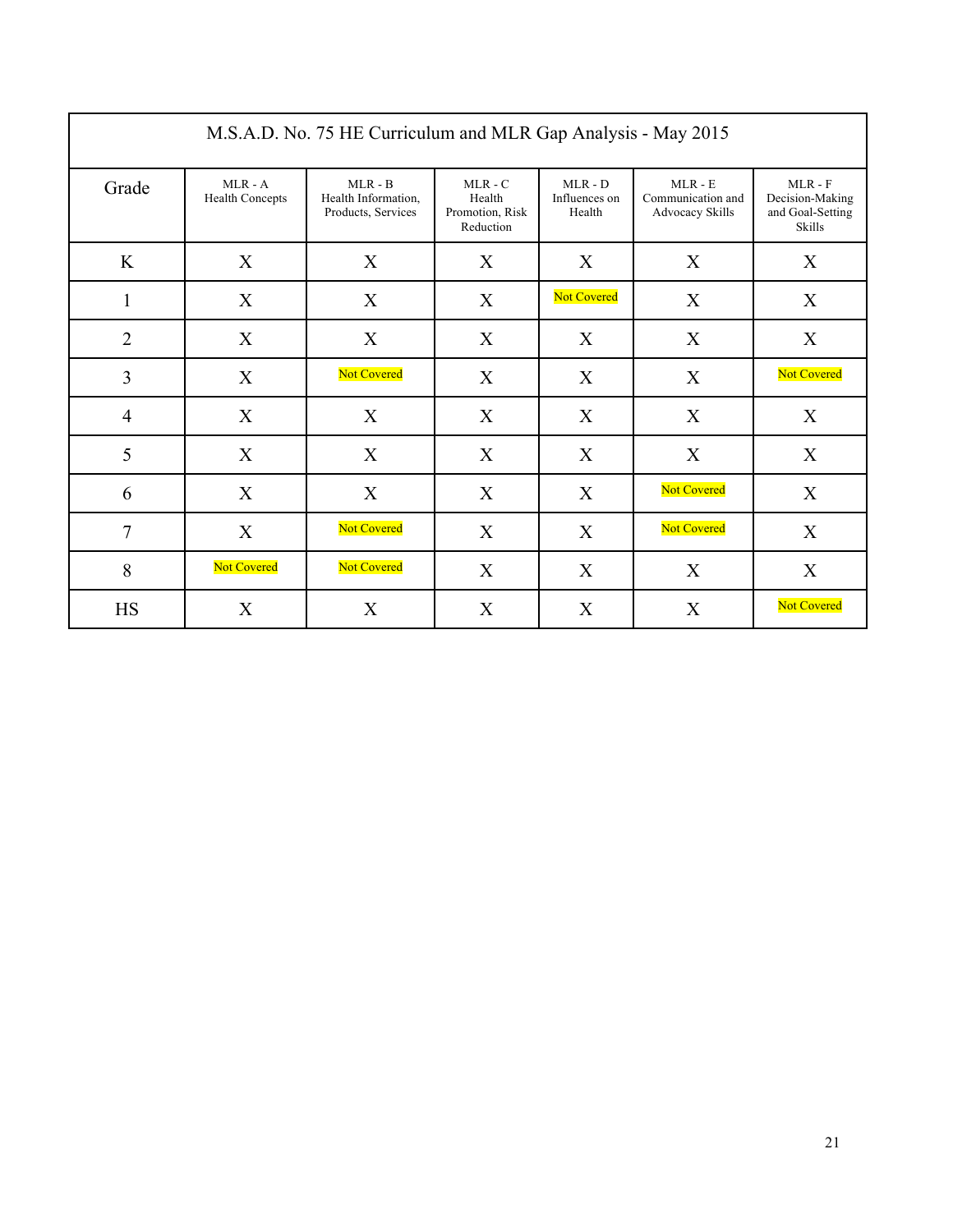| M.S.A.D. No. 75 HE Curriculum and MLR Gap Analysis - May 2015 | | | | | | |
|---|---|---|---|---|---|---|
| Grade | MLR - A Health Concepts | MLR - B Health Information, Products, Services | MLR - C Health Promotion, Risk Reduction | MLR - D Influences on Health | MLR - E Communication and Advocacy Skills | MLR - F Decision-Making and Goal-Setting Skills |
| K | X | X | X | X | X | X |
| 1 | X | X | X | Not Covered | X | X |
| 2 | X | X | X | X | X | X |
| 3 | X | Not Covered | X | X | X | Not Covered |
| 4 | X | X | X | X | X | X |
| 5 | X | X | X | X | X | X |
| 6 | X | X | X | X | Not Covered | X |
| 7 | X | Not Covered | X | X | Not Covered | X |
| 8 | Not Covered | Not Covered | X | X | X | X |
| HS | X | X | X | X | X | Not Covered |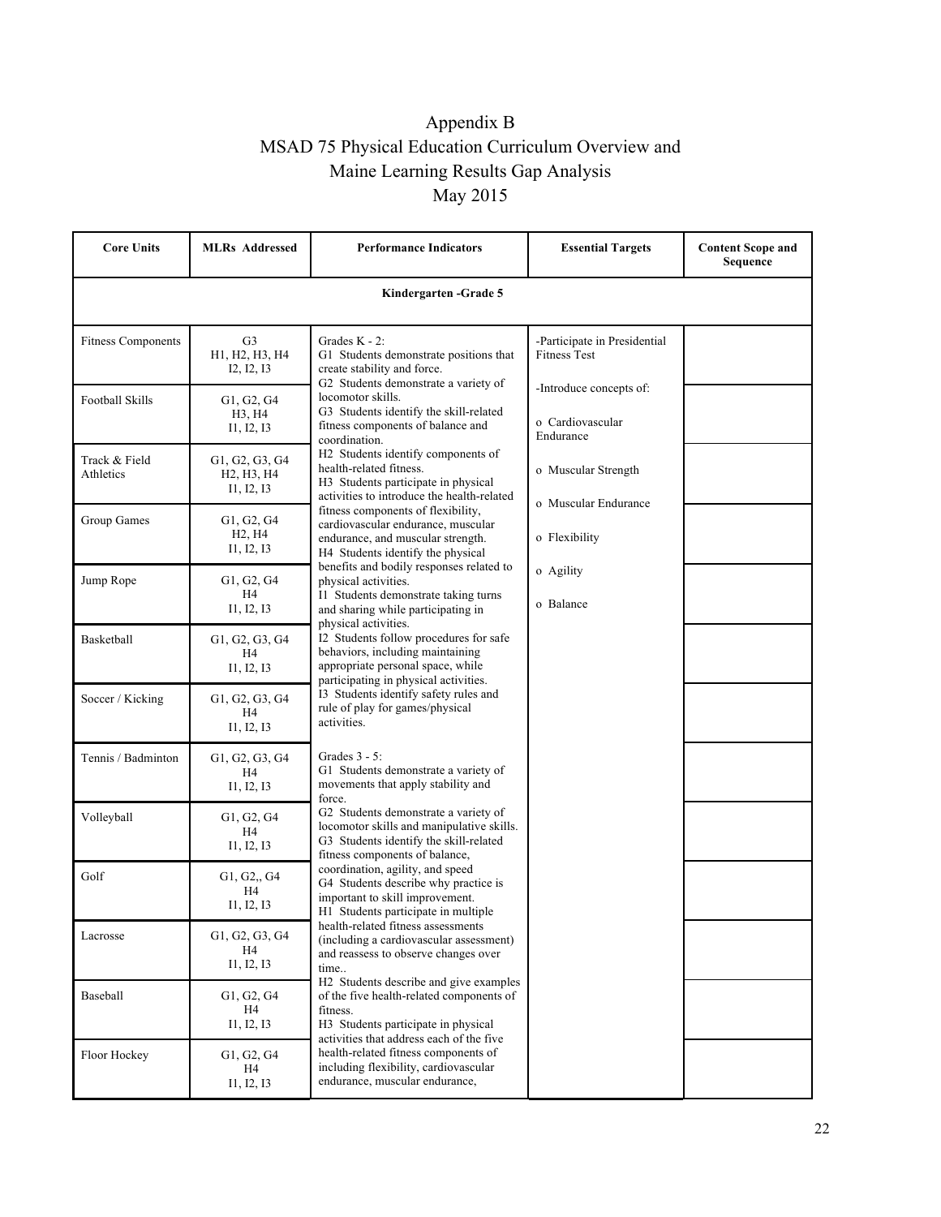# Appendix B
# MSAD 75 Physical Education Curriculum Overview and Maine Learning Results Gap Analysis
# May 2015

| Core Units | MLRs Addressed | Performance Indicators | Essential Targets | Content Scope and Sequence |
|---|---|---|---|---|
| **Kindergarten -Grade 5** | | | | |
| Fitness Components | G3<br>H1, H2, H3, H4<br>I2, I2, I3 | Grades K - 2:<br>G1 Students demonstrate positions that create stability and force.<br>G2 Students demonstrate a variety of locomotor skills.<br>G3 Students identify the skill-related fitness components of balance and coordination.<br>H2 Students identify components of health-related fitness.<br>H3 Students participate in physical activities to introduce the health-related fitness components of flexibility, cardiovascular endurance, muscular endurance, and muscular strength.<br>H4 Students identify the physical benefits and bodily responses related to physical activities.<br>I1 Students demonstrate taking turns and sharing while participating in physical activities.<br>I2 Students follow procedures for safe behaviors, including maintaining appropriate personal space, while participating in physical activities.<br>I3 Students identify safety rules and rule of play for games/physical activities.<br><br>Grades 3 - 5:<br>G1 Students demonstrate a variety of movements that apply stability and force.<br>G2 Students demonstrate a variety of locomotor skills and manipulative skills.<br>G3 Students identify the skill-related fitness components of balance, coordination, agility, and speed<br>G4 Students describe why practice is important to skill improvement.<br>H1 Students participate in multiple health-related fitness assessments (including a cardiovascular assessment) and reassess to observe changes over time..<br>H2 Students describe and give examples of the five health-related components of fitness.<br>H3 Students participate in physical activities that address each of the five health-related fitness components of including flexibility, cardiovascular endurance, muscular endurance, | -Participate in Presidential Fitness Test<br><br>-Introduce concepts of:<br><br>o Cardiovascular Endurance<br><br>o Muscular Strength<br><br>o Muscular Endurance<br><br>o Flexibility<br><br>o Agility<br><br>o Balance | |
| Football Skills | G1, G2, G4<br>H3, H4<br>I1, I2, I3 | | | |
| Track & Field Athletics | G1, G2, G3, G4<br>H2, H3, H4<br>I1, I2, I3 | | | |
| Group Games | G1, G2, G4<br>H2, H4<br>I1, I2, I3 | | | |
| Jump Rope | G1, G2, G4<br>H4<br>I1, I2, I3 | | | |
| Basketball | G1, G2, G3, G4<br>H4<br>I1, I2, I3 | | | |
| Soccer / Kicking | G1, G2, G3, G4<br>H4<br>I1, I2, I3 | | | |
| Tennis / Badminton | G1, G2, G3, G4<br>H4<br>I1, I2, I3 | | | |
| Volleyball | G1, G2, G4<br>H4<br>I1, I2, I3 | | | |
| Golf | G1, G2,, G4<br>H4<br>I1, I2, I3 | | | |
| Lacrosse | G1, G2, G3, G4<br>H4<br>I1, I2, I3 | | | |
| Baseball | G1, G2, G4<br>H4<br>I1, I2, I3 | | | |
| Floor Hockey | G1, G2, G4<br>H4<br>I1, I2, I3 | | | |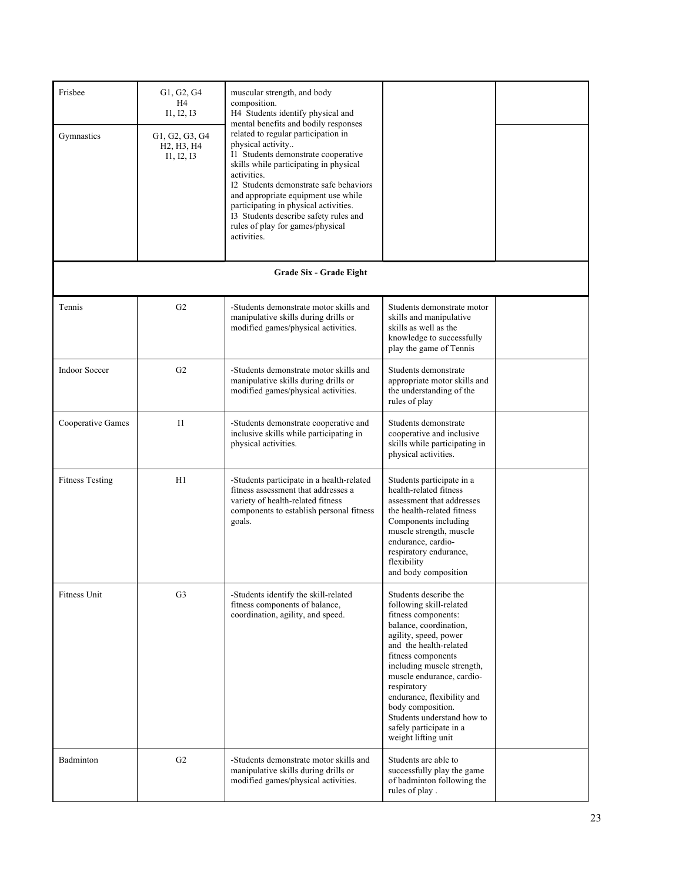| | | | | |
|---|---|---|---|---|
| Frisbee | G1, G2, G4<br>H4<br>I1, I2, I3 | muscular strength, and body composition.<br>H4 Students identify physical and mental benefits and bodily responses related to regular participation in physical activity..<br>I1 Students demonstrate cooperative skills while participating in physical activities.<br>I2 Students demonstrate safe behaviors and appropriate equipment use while participating in physical activities.<br>I3 Students describe safety rules and rules of play for games/physical activities. | | |
| Gymnastics | G1, G2, G3, G4<br>H2, H3, H4<br>I1, I2, I3 | | | |
| **Grade Six - Grade Eight** | | | | |
| Tennis | G2 | -Students demonstrate motor skills and manipulative skills during drills or modified games/physical activities. | Students demonstrate motor skills and manipulative skills as well as the knowledge to successfully play the game of Tennis | |
| Indoor Soccer | G2 | -Students demonstrate motor skills and manipulative skills during drills or modified games/physical activities. | Students demonstrate appropriate motor skills and the understanding of the rules of play | |
| Cooperative Games | I1 | -Students demonstrate cooperative and inclusive skills while participating in physical activities. | Students demonstrate cooperative and inclusive skills while participating in physical activities. | |
| Fitness Testing | H1 | -Students participate in a health-related fitness assessment that addresses a variety of health-related fitness components to establish personal fitness goals. | Students participate in a health-related fitness assessment that addresses the health-related fitness Components including muscle strength, muscle endurance, cardio-respiratory endurance, flexibility and body composition | |
| Fitness Unit | G3 | -Students identify the skill-related fitness components of balance, coordination, agility, and speed. | Students describe the following skill-related fitness components: balance, coordination, agility, speed, power and the health-related fitness components including muscle strength, muscle endurance, cardio-respiratory endurance, flexibility and body composition. Students understand how to safely participate in a weight lifting unit | |
| Badminton | G2 | -Students demonstrate motor skills and manipulative skills during drills or modified games/physical activities. | Students are able to successfully play the game of badminton following the rules of play . | |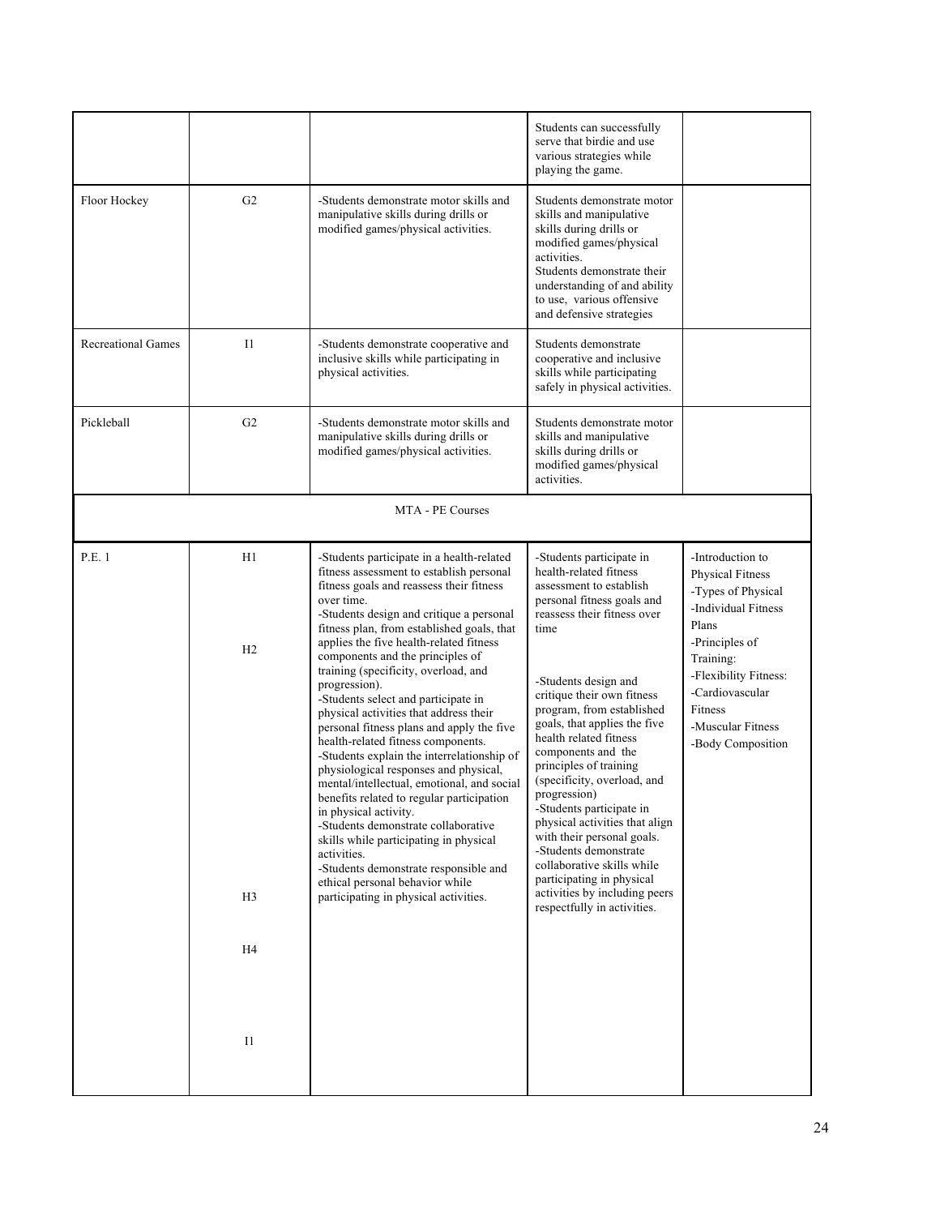| | | | | |
|---|---|---|---|---|
| | | | Students can successfully serve that birdie and use various strategies while playing the game. | |
| Floor Hockey | G2 | -Students demonstrate motor skills and manipulative skills during drills or modified games/physical activities. | Students demonstrate motor skills and manipulative skills during drills or modified games/physical activities. Students demonstrate their understanding of and ability to use, various offensive and defensive strategies | |
| Recreational Games | I1 | -Students demonstrate cooperative and inclusive skills while participating in physical activities. | Students demonstrate cooperative and inclusive skills while participating safely in physical activities. | |
| Pickleball | G2 | -Students demonstrate motor skills and manipulative skills during drills or modified games/physical activities. | Students demonstrate motor skills and manipulative skills during drills or modified games/physical activities. | |
| MTA - PE Courses | | | | |
| P.E. 1 | H1<br><br>H2<br><br>H3<br><br>H4<br><br>I1 | -Students participate in a health-related fitness assessment to establish personal fitness goals and reassess their fitness over time.<br>-Students design and critique a personal fitness plan, from established goals, that applies the five health-related fitness components and the principles of training (specificity, overload, and progression).<br>-Students select and participate in physical activities that address their personal fitness plans and apply the five health-related fitness components.<br>-Students explain the interrelationship of physiological responses and physical, mental/intellectual, emotional, and social benefits related to regular participation in physical activity.<br>-Students demonstrate collaborative skills while participating in physical activities.<br>-Students demonstrate responsible and ethical personal behavior while participating in physical activities. | -Students participate in health-related fitness assessment to establish personal fitness goals and reassess their fitness over time<br><br>-Students design and critique their own fitness program, from established goals, that applies the five health related fitness components and the principles of training (specificity, overload, and progression)<br>-Students participate in physical activities that align with their personal goals.<br>-Students demonstrate collaborative skills while participating in physical activities by including peers respectfully in activities. | -Introduction to Physical Fitness<br>-Types of Physical<br>-Individual Fitness Plans<br>-Principles of Training:<br>-Flexibility Fitness:<br>-Cardiovascular Fitness<br>-Muscular Fitness<br>-Body Composition |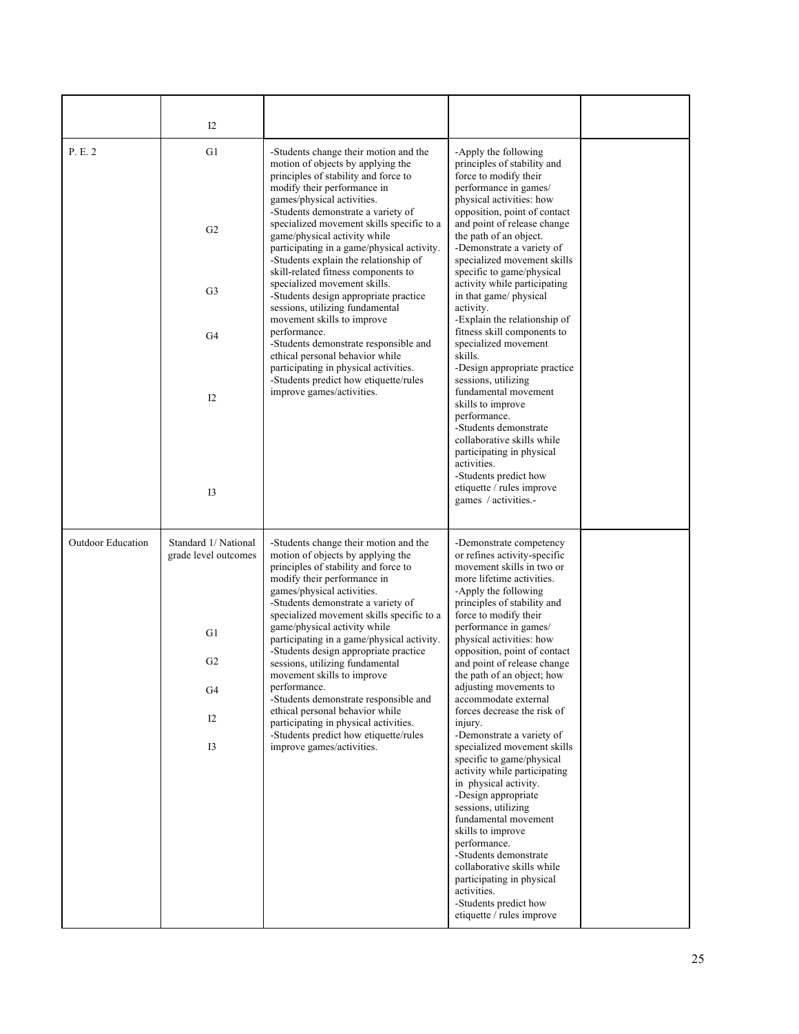| | | | | |
|---|---|---|---|---|
| | I2 | | | |
| P. E. 2 | G1<br><br>G2<br><br>G3<br><br>G4<br><br>I2<br><br>I3 | -Students change their motion and the motion of objects by applying the principles of stability and force to modify their performance in games/physical activities.<br>-Students demonstrate a variety of specialized movement skills specific to a game/physical activity while participating in a game/physical activity.<br>-Students explain the relationship of skill-related fitness components to specialized movement skills.<br>-Students design appropriate practice sessions, utilizing fundamental movement skills to improve performance.<br>-Students demonstrate responsible and ethical personal behavior while participating in physical activities.<br>-Students predict how etiquette/rules improve games/activities. | -Apply the following principles of stability and force to modify their performance in games/ physical activities: how opposition, point of contact and point of release change the path of an object.<br>-Demonstrate a variety of specialized movement skills specific to game/physical activity while participating in that game/ physical activity.<br>-Explain the relationship of fitness skill components to specialized movement skills.<br>-Design appropriate practice sessions, utilizing fundamental movement skills to improve performance.<br>-Students demonstrate collaborative skills while participating in physical activities.<br>-Students predict how etiquette / rules improve games / activities.- | |
| Outdoor Education | Standard 1/ National grade level outcomes<br><br>G1<br><br>G2<br><br>G4<br><br>I2<br><br>I3 | -Students change their motion and the motion of objects by applying the principles of stability and force to modify their performance in games/physical activities.<br>-Students demonstrate a variety of specialized movement skills specific to a game/physical activity while participating in a game/physical activity.<br>-Students design appropriate practice sessions, utilizing fundamental movement skills to improve performance.<br>-Students demonstrate responsible and ethical personal behavior while participating in physical activities.<br>-Students predict how etiquette/rules improve games/activities. | -Demonstrate competency or refines activity-specific movement skills in two or more lifetime activities.<br>-Apply the following principles of stability and force to modify their performance in games/ physical activities: how opposition, point of contact and point of release change the path of an object; how adjusting movements to accommodate external forces decrease the risk of injury.<br>-Demonstrate a variety of specialized movement skills specific to game/physical activity while participating in physical activity.<br>-Design appropriate sessions, utilizing fundamental movement skills to improve performance.<br>-Students demonstrate collaborative skills while participating in physical activities.<br>-Students predict how etiquette / rules improve | |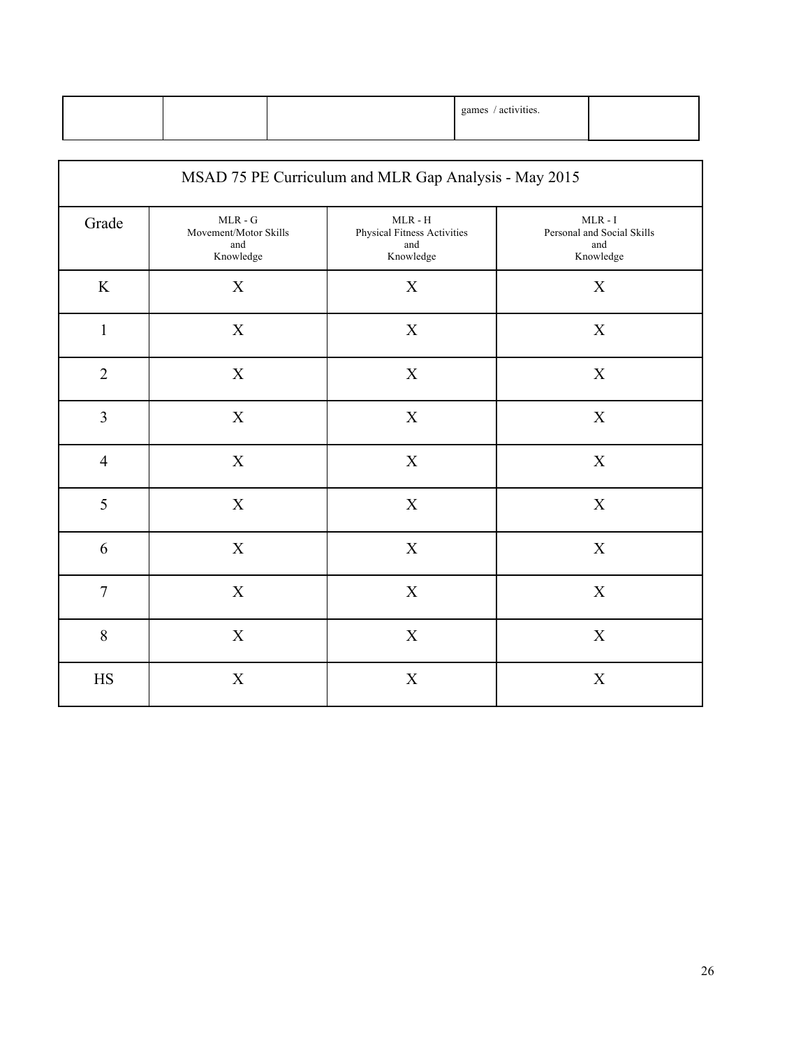| | | | | |
|---|---|---|---|---|
| | | | games / activities. | |

| MSAD 75 PE Curriculum and MLR Gap Analysis - May 2015 | | | |
|---|---|---|---|
| Grade | MLR - G Movement/Motor Skills and Knowledge | MLR - H Physical Fitness Activities and Knowledge | MLR - I Personal and Social Skills and Knowledge |
| K | X | X | X |
| 1 | X | X | X |
| 2 | X | X | X |
| 3 | X | X | X |
| 4 | X | X | X |
| 5 | X | X | X |
| 6 | X | X | X |
| 7 | X | X | X |
| 8 | X | X | X |
| HS | X | X | X |